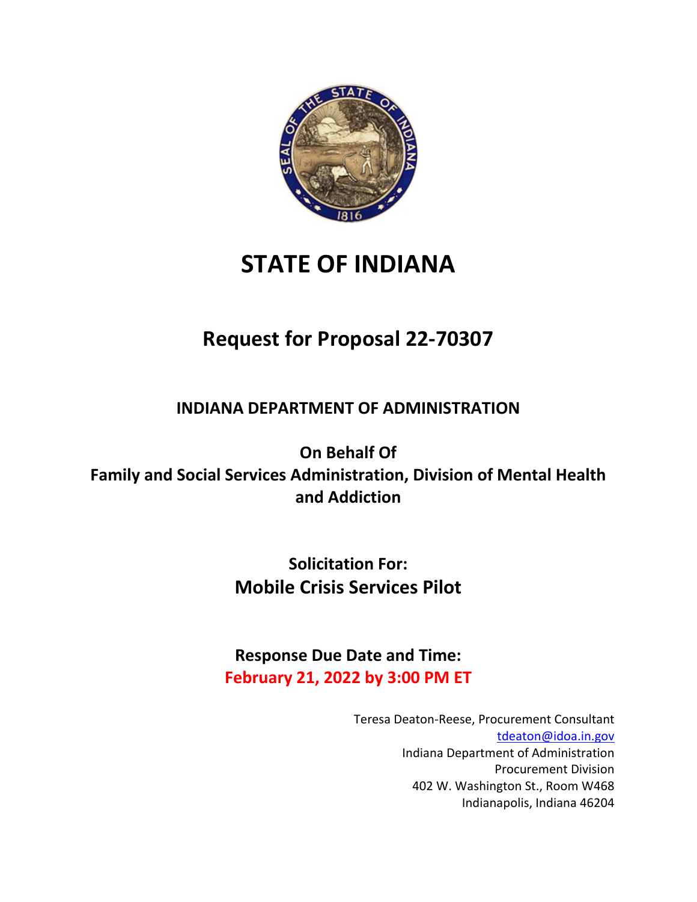# STATE OF INDIANA

## Request for Proposal 22-70307

### INDIANA DEPARTMENT OF ADMINISTRATION

**On Behalf Of**
**Family and Social Services Administration, Division of Mental Health and Addiction**

**Solicitation For:**
**Mobile Crisis Services Pilot**

**Response Due Date and Time:**
**February 21, 2022 by 3:00 PM ET**

Teresa Deaton-Reese, Procurement Consultant
tdeaton@idoa.in.gov
Indiana Department of Administration
Procurement Division
402 W. Washington St., Room W468
Indianapolis, Indiana 46204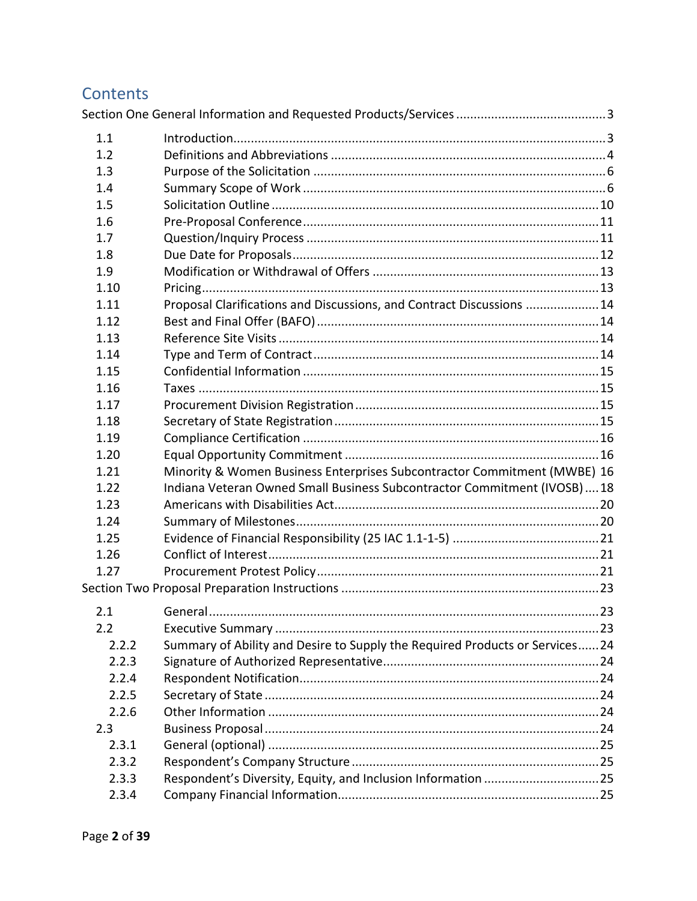# Contents

Section One General Information and Requested Products/Services ........................................... 3

| | | |
|---|---|---|
| 1.1 | Introduction | 3 |
| 1.2 | Definitions and Abbreviations | 4 |
| 1.3 | Purpose of the Solicitation | 6 |
| 1.4 | Summary Scope of Work | 6 |
| 1.5 | Solicitation Outline | 10 |
| 1.6 | Pre-Proposal Conference | 11 |
| 1.7 | Question/Inquiry Process | 11 |
| 1.8 | Due Date for Proposals | 12 |
| 1.9 | Modification or Withdrawal of Offers | 13 |
| 1.10 | Pricing | 13 |
| 1.11 | Proposal Clarifications and Discussions, and Contract Discussions | 14 |
| 1.12 | Best and Final Offer (BAFO) | 14 |
| 1.13 | Reference Site Visits | 14 |
| 1.14 | Type and Term of Contract | 14 |
| 1.15 | Confidential Information | 15 |
| 1.16 | Taxes | 15 |
| 1.17 | Procurement Division Registration | 15 |
| 1.18 | Secretary of State Registration | 15 |
| 1.19 | Compliance Certification | 16 |
| 1.20 | Equal Opportunity Commitment | 16 |
| 1.21 | Minority & Women Business Enterprises Subcontractor Commitment (MWBE) | 16 |
| 1.22 | Indiana Veteran Owned Small Business Subcontractor Commitment (IVOSB) | 18 |
| 1.23 | Americans with Disabilities Act | 20 |
| 1.24 | Summary of Milestones | 20 |
| 1.25 | Evidence of Financial Responsibility (25 IAC 1.1-1-5) | 21 |
| 1.26 | Conflict of Interest | 21 |
| 1.27 | Procurement Protest Policy | 21 |

Section Two Proposal Preparation Instructions ........................................... 23

| | | |
|---|---|---|
| 2.1 | General | 23 |
| 2.2 | Executive Summary | 23 |
| 2.2.2 | Summary of Ability and Desire to Supply the Required Products or Services | 24 |
| 2.2.3 | Signature of Authorized Representative | 24 |
| 2.2.4 | Respondent Notification | 24 |
| 2.2.5 | Secretary of State | 24 |
| 2.2.6 | Other Information | 24 |
| 2.3 | Business Proposal | 24 |
| 2.3.1 | General (optional) | 25 |
| 2.3.2 | Respondent's Company Structure | 25 |
| 2.3.3 | Respondent's Diversity, Equity, and Inclusion Information | 25 |
| 2.3.4 | Company Financial Information | 25 |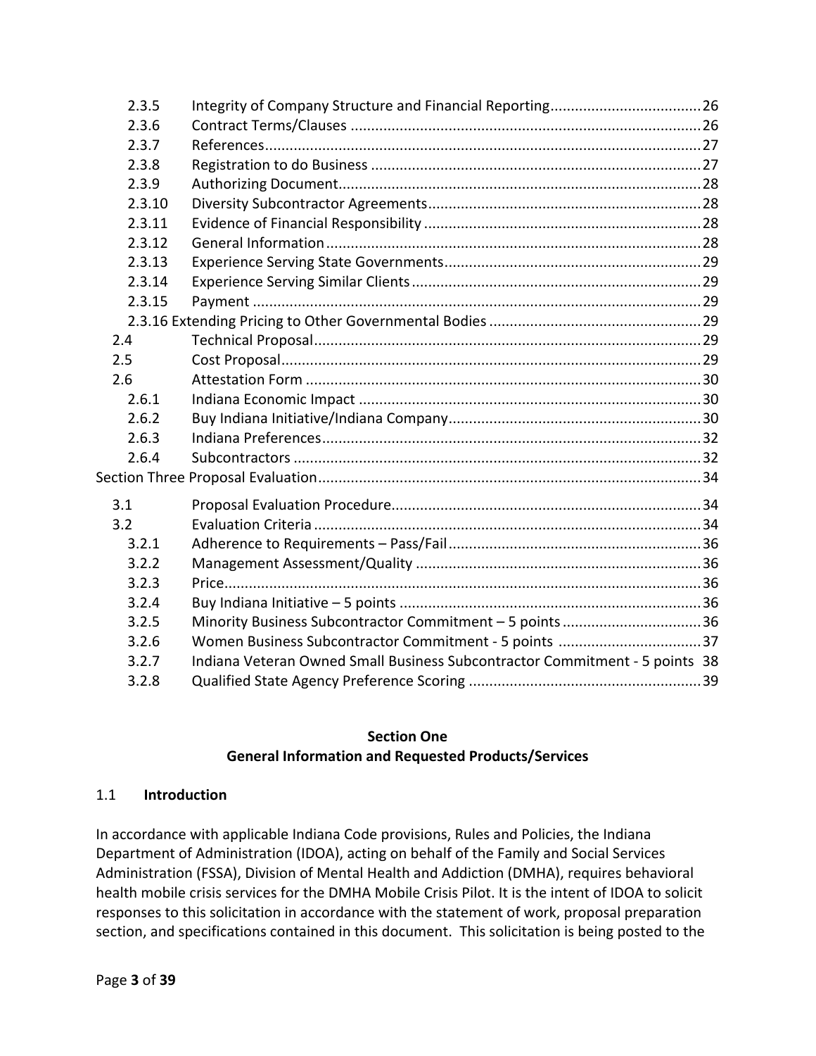| | | |
|---|---|---|
| 2.3.5 | Integrity of Company Structure and Financial Reporting | 26 |
| 2.3.6 | Contract Terms/Clauses | 26 |
| 2.3.7 | References | 27 |
| 2.3.8 | Registration to do Business | 27 |
| 2.3.9 | Authorizing Document | 28 |
| 2.3.10 | Diversity Subcontractor Agreements | 28 |
| 2.3.11 | Evidence of Financial Responsibility | 28 |
| 2.3.12 | General Information | 28 |
| 2.3.13 | Experience Serving State Governments | 29 |
| 2.3.14 | Experience Serving Similar Clients | 29 |
| 2.3.15 | Payment | 29 |
| 2.3.16 | Extending Pricing to Other Governmental Bodies | 29 |
| 2.4 | Technical Proposal | 29 |
| 2.5 | Cost Proposal | 29 |
| 2.6 | Attestation Form | 30 |
| 2.6.1 | Indiana Economic Impact | 30 |
| 2.6.2 | Buy Indiana Initiative/Indiana Company | 30 |
| 2.6.3 | Indiana Preferences | 32 |
| 2.6.4 | Subcontractors | 32 |
| Section Three | Proposal Evaluation | 34 |
| 3.1 | Proposal Evaluation Procedure | 34 |
| 3.2 | Evaluation Criteria | 34 |
| 3.2.1 | Adherence to Requirements – Pass/Fail | 36 |
| 3.2.2 | Management Assessment/Quality | 36 |
| 3.2.3 | Price | 36 |
| 3.2.4 | Buy Indiana Initiative – 5 points | 36 |
| 3.2.5 | Minority Business Subcontractor Commitment – 5 points | 36 |
| 3.2.6 | Women Business Subcontractor Commitment - 5 points | 37 |
| 3.2.7 | Indiana Veteran Owned Small Business Subcontractor Commitment - 5 points | 38 |
| 3.2.8 | Qualified State Agency Preference Scoring | 39 |

# Section One
## General Information and Requested Products/Services

### 1.1 Introduction

In accordance with applicable Indiana Code provisions, Rules and Policies, the Indiana Department of Administration (IDOA), acting on behalf of the Family and Social Services Administration (FSSA), Division of Mental Health and Addiction (DMHA), requires behavioral health mobile crisis services for the DMHA Mobile Crisis Pilot. It is the intent of IDOA to solicit responses to this solicitation in accordance with the statement of work, proposal preparation section, and specifications contained in this document. This solicitation is being posted to the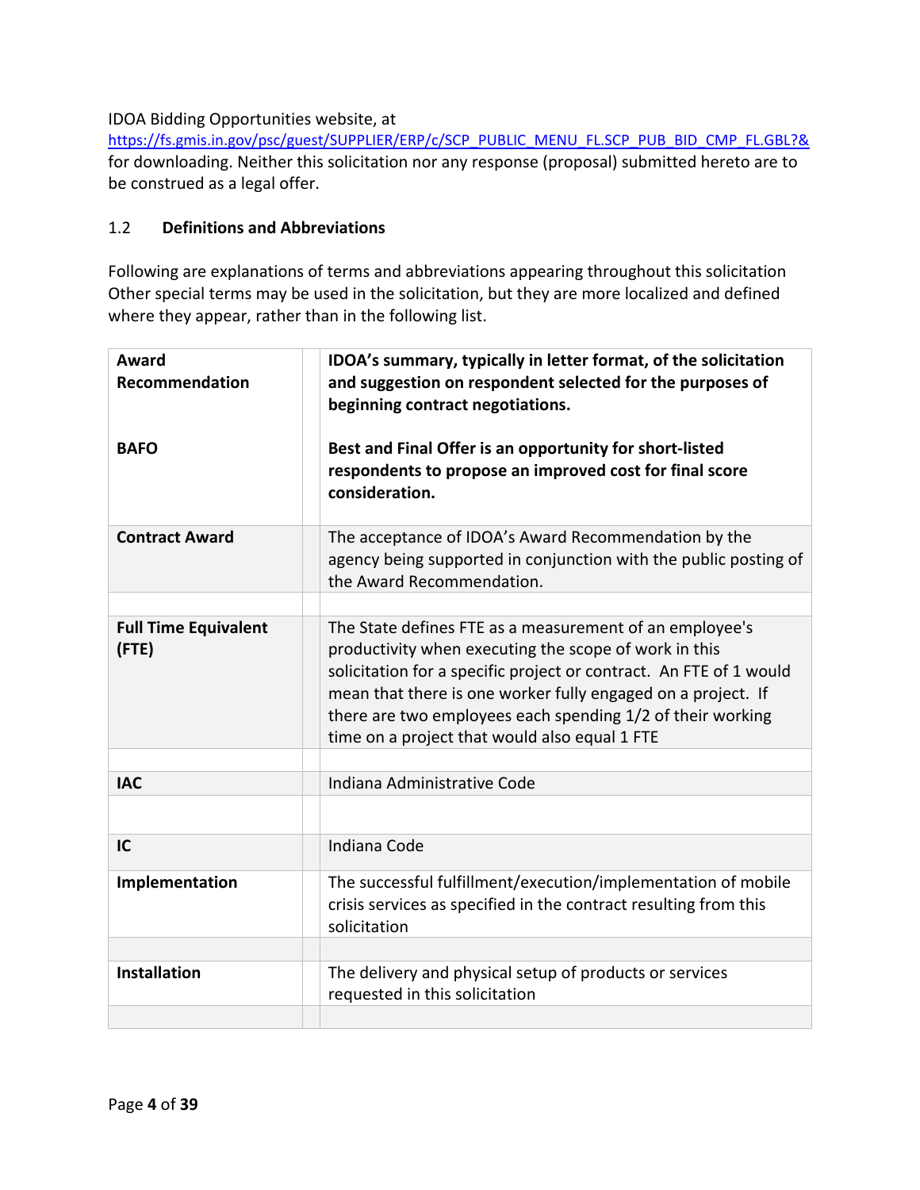IDOA Bidding Opportunities website, at https://fs.gmis.in.gov/psc/guest/SUPPLIER/ERP/c/SCP_PUBLIC_MENU_FL.SCP_PUB_BID_CMP_FL.GBL?& for downloading. Neither this solicitation nor any response (proposal) submitted hereto are to be construed as a legal offer.

### 1.2 Definitions and Abbreviations

Following are explanations of terms and abbreviations appearing throughout this solicitation Other special terms may be used in the solicitation, but they are more localized and defined where they appear, rather than in the following list.

| | | |
|---|---|---|
| **Award Recommendation** | | **IDOA's summary, typically in letter format, of the solicitation and suggestion on respondent selected for the purposes of beginning contract negotiations.** |
| **BAFO** | | **Best and Final Offer is an opportunity for short-listed respondents to propose an improved cost for final score consideration.** |
| **Contract Award** | | The acceptance of IDOA's Award Recommendation by the agency being supported in conjunction with the public posting of the Award Recommendation. |
| | | |
| **Full Time Equivalent (FTE)** | | The State defines FTE as a measurement of an employee's productivity when executing the scope of work in this solicitation for a specific project or contract. An FTE of 1 would mean that there is one worker fully engaged on a project. If there are two employees each spending 1/2 of their working time on a project that would also equal 1 FTE |
| | | |
| **IAC** | | Indiana Administrative Code |
| | | |
| **IC** | | Indiana Code |
| **Implementation** | | The successful fulfillment/execution/implementation of mobile crisis services as specified in the contract resulting from this solicitation |
| | | |
| **Installation** | | The delivery and physical setup of products or services requested in this solicitation |
| | | |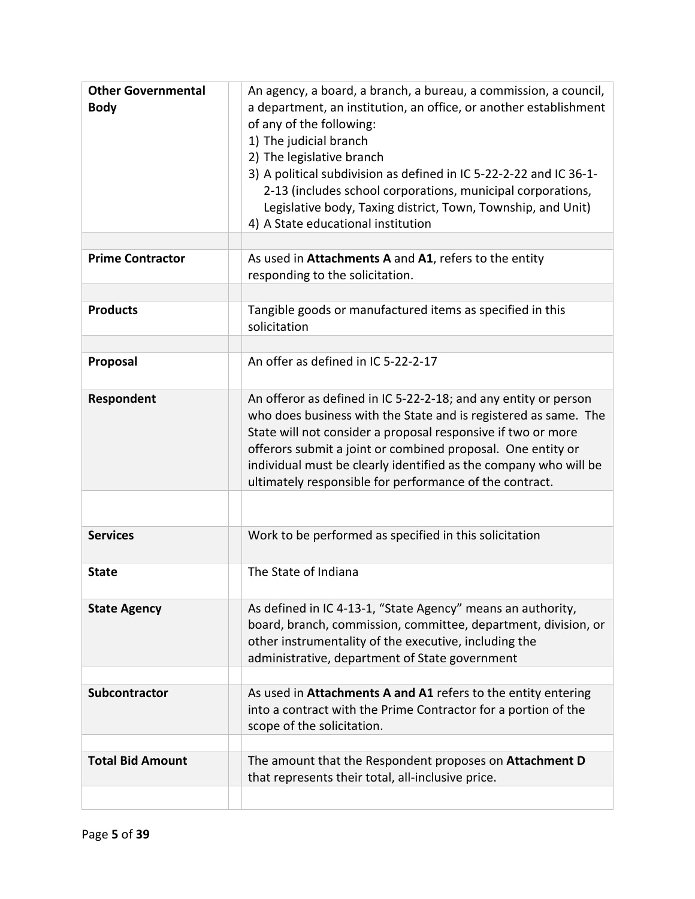| | | |
|---|---|---|
| **Other Governmental Body** | | An agency, a board, a branch, a bureau, a commission, a council, a department, an institution, an office, or another establishment of any of the following:<br>1) The judicial branch<br>2) The legislative branch<br>3) A political subdivision as defined in IC 5-22-2-22 and IC 36-1-2-13 (includes school corporations, municipal corporations, Legislative body, Taxing district, Town, Township, and Unit)<br>4) A State educational institution |
| | | |
| **Prime Contractor** | | As used in **Attachments A** and **A1**, refers to the entity responding to the solicitation. |
| | | |
| **Products** | | Tangible goods or manufactured items as specified in this solicitation |
| | | |
| **Proposal** | | An offer as defined in IC 5-22-2-17 |
| **Respondent** | | An offeror as defined in IC 5-22-2-18; and any entity or person who does business with the State and is registered as same. The State will not consider a proposal responsive if two or more offerors submit a joint or combined proposal. One entity or individual must be clearly identified as the company who will be ultimately responsible for performance of the contract. |
| | | |
| **Services** | | Work to be performed as specified in this solicitation |
| **State** | | The State of Indiana |
| **State Agency** | | As defined in IC 4-13-1, "State Agency" means an authority, board, branch, commission, committee, department, division, or other instrumentality of the executive, including the administrative, department of State government |
| | | |
| **Subcontractor** | | As used in **Attachments A and A1** refers to the entity entering into a contract with the Prime Contractor for a portion of the scope of the solicitation. |
| | | |
| **Total Bid Amount** | | The amount that the Respondent proposes on **Attachment D** that represents their total, all-inclusive price. |
| | | |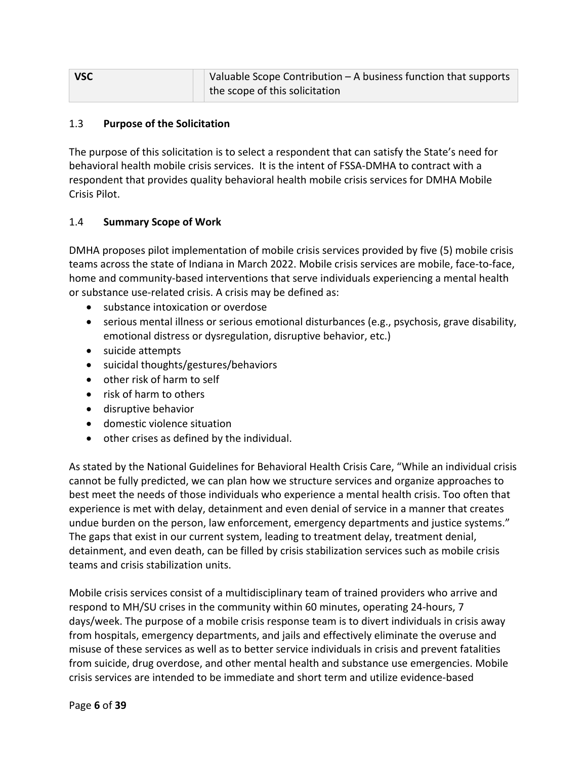| VSC | | Valuable Scope Contribution – A business function that supports the scope of this solicitation |
|---|---|---|

### 1.3 Purpose of the Solicitation

The purpose of this solicitation is to select a respondent that can satisfy the State's need for behavioral health mobile crisis services. It is the intent of FSSA-DMHA to contract with a respondent that provides quality behavioral health mobile crisis services for DMHA Mobile Crisis Pilot.

### 1.4 Summary Scope of Work

DMHA proposes pilot implementation of mobile crisis services provided by five (5) mobile crisis teams across the state of Indiana in March 2022. Mobile crisis services are mobile, face-to-face, home and community-based interventions that serve individuals experiencing a mental health or substance use-related crisis. A crisis may be defined as:

- substance intoxication or overdose
- serious mental illness or serious emotional disturbances (e.g., psychosis, grave disability, emotional distress or dysregulation, disruptive behavior, etc.)
- suicide attempts
- suicidal thoughts/gestures/behaviors
- other risk of harm to self
- risk of harm to others
- disruptive behavior
- domestic violence situation
- other crises as defined by the individual.

As stated by the National Guidelines for Behavioral Health Crisis Care, "While an individual crisis cannot be fully predicted, we can plan how we structure services and organize approaches to best meet the needs of those individuals who experience a mental health crisis. Too often that experience is met with delay, detainment and even denial of service in a manner that creates undue burden on the person, law enforcement, emergency departments and justice systems." The gaps that exist in our current system, leading to treatment delay, treatment denial, detainment, and even death, can be filled by crisis stabilization services such as mobile crisis teams and crisis stabilization units.

Mobile crisis services consist of a multidisciplinary team of trained providers who arrive and respond to MH/SU crises in the community within 60 minutes, operating 24-hours, 7 days/week. The purpose of a mobile crisis response team is to divert individuals in crisis away from hospitals, emergency departments, and jails and effectively eliminate the overuse and misuse of these services as well as to better service individuals in crisis and prevent fatalities from suicide, drug overdose, and other mental health and substance use emergencies. Mobile crisis services are intended to be immediate and short term and utilize evidence-based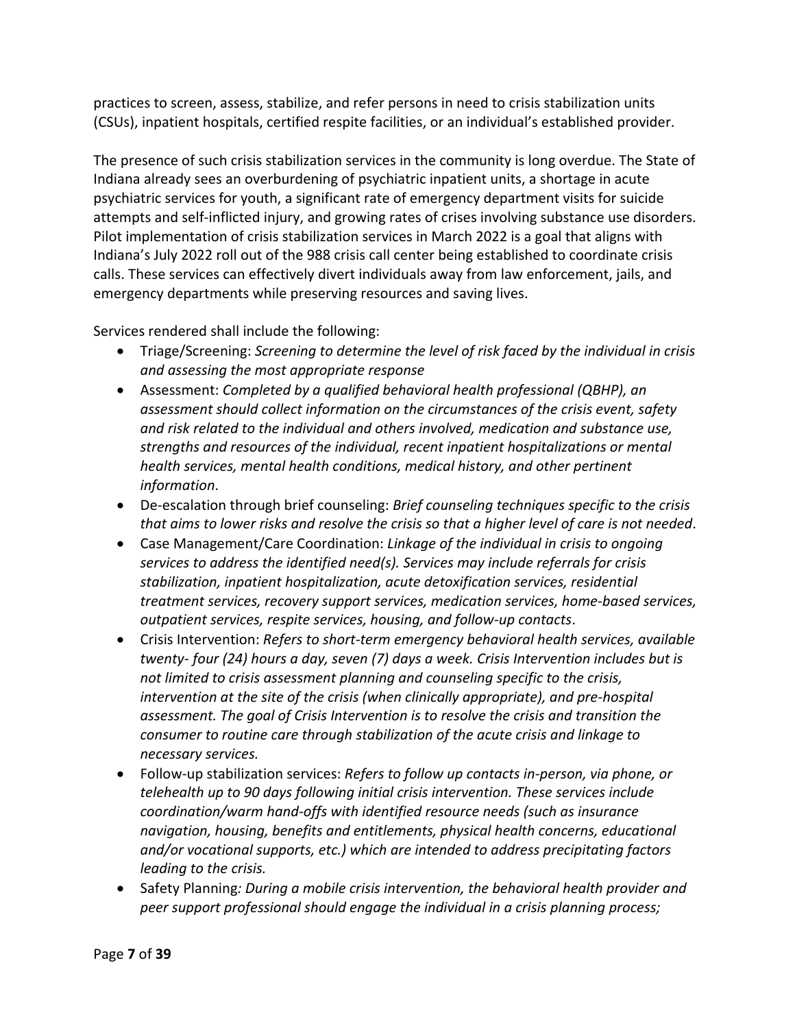practices to screen, assess, stabilize, and refer persons in need to crisis stabilization units (CSUs), inpatient hospitals, certified respite facilities, or an individual's established provider.

The presence of such crisis stabilization services in the community is long overdue. The State of Indiana already sees an overburdening of psychiatric inpatient units, a shortage in acute psychiatric services for youth, a significant rate of emergency department visits for suicide attempts and self-inflicted injury, and growing rates of crises involving substance use disorders. Pilot implementation of crisis stabilization services in March 2022 is a goal that aligns with Indiana's July 2022 roll out of the 988 crisis call center being established to coordinate crisis calls. These services can effectively divert individuals away from law enforcement, jails, and emergency departments while preserving resources and saving lives.

Services rendered shall include the following:

- Triage/Screening: *Screening to determine the level of risk faced by the individual in crisis and assessing the most appropriate response*
- Assessment: *Completed by a qualified behavioral health professional (QBHP), an assessment should collect information on the circumstances of the crisis event, safety and risk related to the individual and others involved, medication and substance use, strengths and resources of the individual, recent inpatient hospitalizations or mental health services, mental health conditions, medical history, and other pertinent information*.
- De-escalation through brief counseling: *Brief counseling techniques specific to the crisis that aims to lower risks and resolve the crisis so that a higher level of care is not needed*.
- Case Management/Care Coordination: *Linkage of the individual in crisis to ongoing services to address the identified need(s). Services may include referrals for crisis stabilization, inpatient hospitalization, acute detoxification services, residential treatment services, recovery support services, medication services, home-based services, outpatient services, respite services, housing, and follow-up contacts*.
- Crisis Intervention: *Refers to short-term emergency behavioral health services, available twenty- four (24) hours a day, seven (7) days a week. Crisis Intervention includes but is not limited to crisis assessment planning and counseling specific to the crisis, intervention at the site of the crisis (when clinically appropriate), and pre-hospital assessment. The goal of Crisis Intervention is to resolve the crisis and transition the consumer to routine care through stabilization of the acute crisis and linkage to necessary services.*
- Follow-up stabilization services: *Refers to follow up contacts in-person, via phone, or telehealth up to 90 days following initial crisis intervention. These services include coordination/warm hand-offs with identified resource needs (such as insurance navigation, housing, benefits and entitlements, physical health concerns, educational and/or vocational supports, etc.) which are intended to address precipitating factors leading to the crisis.*
- Safety Planning*: During a mobile crisis intervention, the behavioral health provider and peer support professional should engage the individual in a crisis planning process;*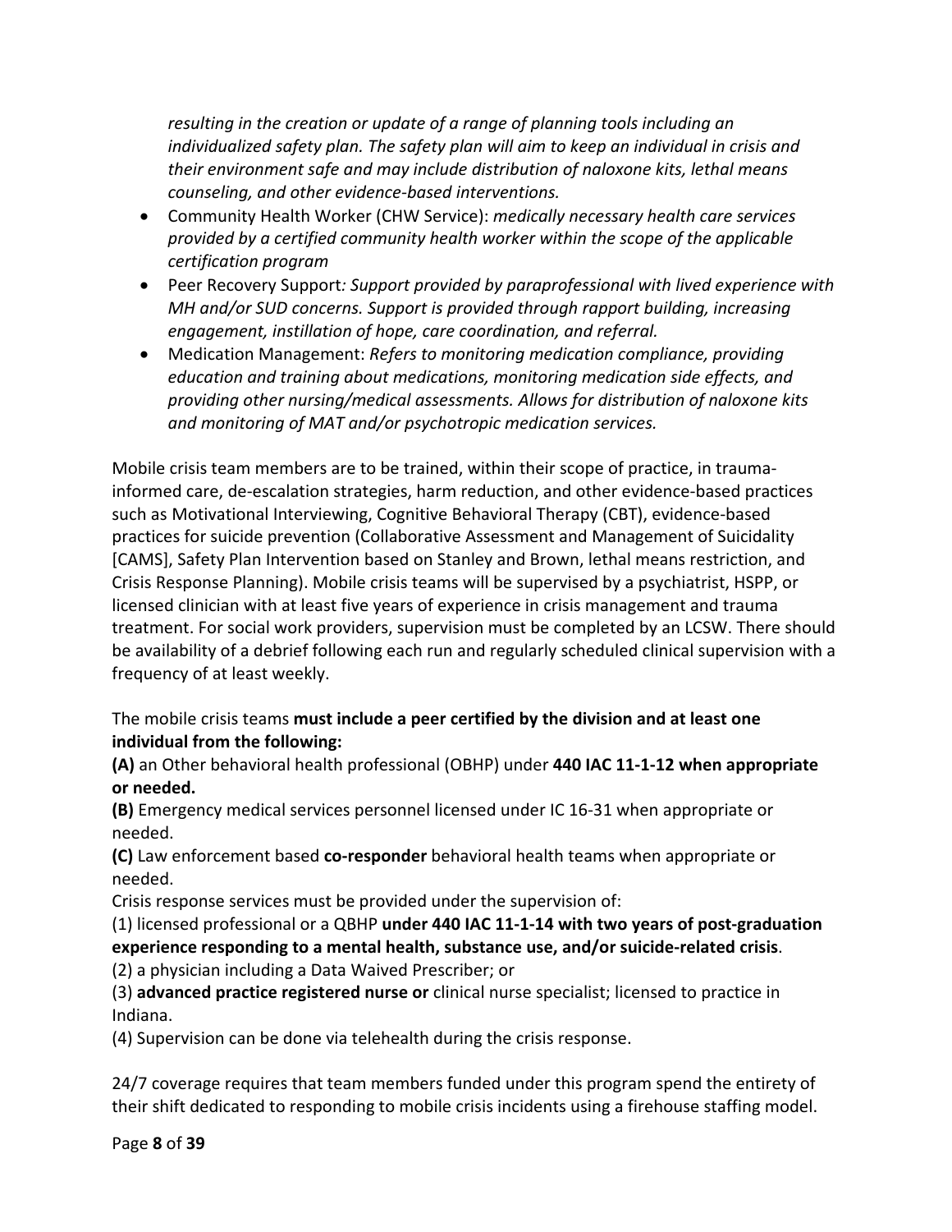*resulting in the creation or update of a range of planning tools including an individualized safety plan. The safety plan will aim to keep an individual in crisis and their environment safe and may include distribution of naloxone kits, lethal means counseling, and other evidence-based interventions.*

- Community Health Worker (CHW Service): *medically necessary health care services provided by a certified community health worker within the scope of the applicable certification program*
- Peer Recovery Support*: Support provided by paraprofessional with lived experience with MH and/or SUD concerns. Support is provided through rapport building, increasing engagement, instillation of hope, care coordination, and referral.*
- Medication Management: *Refers to monitoring medication compliance, providing education and training about medications, monitoring medication side effects, and providing other nursing/medical assessments. Allows for distribution of naloxone kits and monitoring of MAT and/or psychotropic medication services.*

Mobile crisis team members are to be trained, within their scope of practice, in trauma-informed care, de-escalation strategies, harm reduction, and other evidence-based practices such as Motivational Interviewing, Cognitive Behavioral Therapy (CBT), evidence-based practices for suicide prevention (Collaborative Assessment and Management of Suicidality [CAMS], Safety Plan Intervention based on Stanley and Brown, lethal means restriction, and Crisis Response Planning). Mobile crisis teams will be supervised by a psychiatrist, HSPP, or licensed clinician with at least five years of experience in crisis management and trauma treatment. For social work providers, supervision must be completed by an LCSW. There should be availability of a debrief following each run and regularly scheduled clinical supervision with a frequency of at least weekly.

The mobile crisis teams **must include a peer certified by the division and at least one individual from the following:**

**(A)** an Other behavioral health professional (OBHP) under **440 IAC 11-1-12 when appropriate or needed.**

**(B)** Emergency medical services personnel licensed under IC 16-31 when appropriate or needed.

**(C)** Law enforcement based **co-responder** behavioral health teams when appropriate or needed.

Crisis response services must be provided under the supervision of:

(1) licensed professional or a QBHP **under 440 IAC 11-1-14 with two years of post-graduation experience responding to a mental health, substance use, and/or suicide-related crisis**.

(2) a physician including a Data Waived Prescriber; or

(3) **advanced practice registered nurse or** clinical nurse specialist; licensed to practice in Indiana.

(4) Supervision can be done via telehealth during the crisis response.

24/7 coverage requires that team members funded under this program spend the entirety of their shift dedicated to responding to mobile crisis incidents using a firehouse staffing model.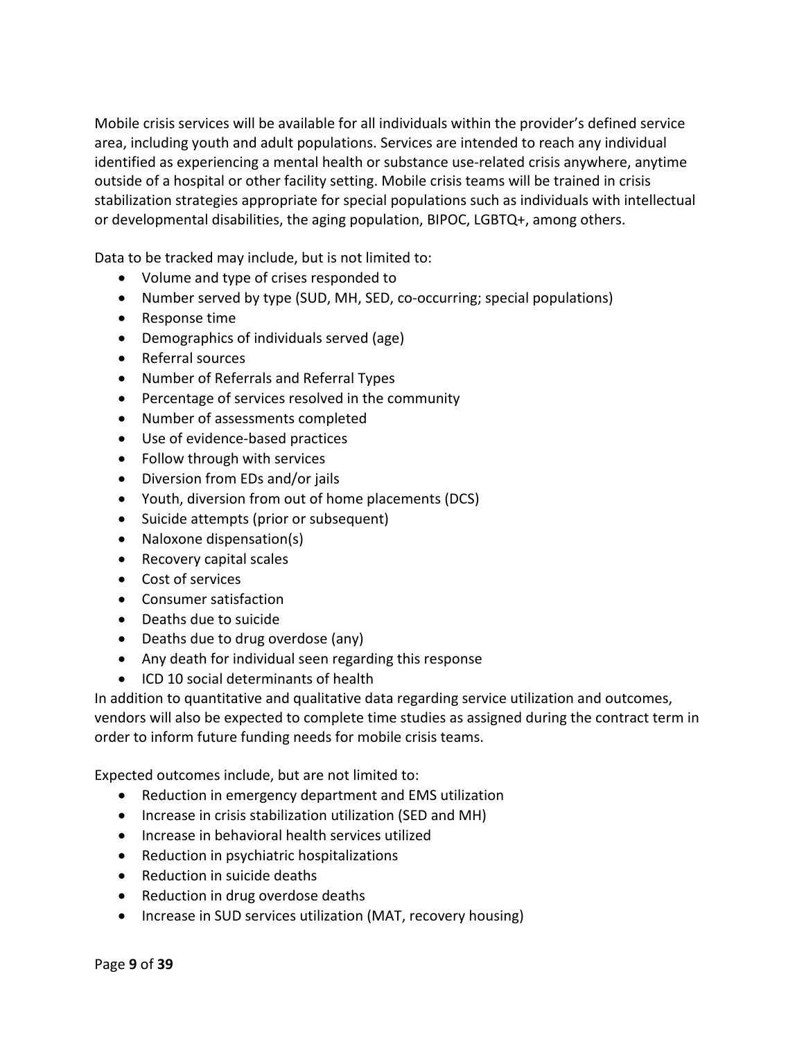Mobile crisis services will be available for all individuals within the provider's defined service area, including youth and adult populations. Services are intended to reach any individual identified as experiencing a mental health or substance use-related crisis anywhere, anytime outside of a hospital or other facility setting. Mobile crisis teams will be trained in crisis stabilization strategies appropriate for special populations such as individuals with intellectual or developmental disabilities, the aging population, BIPOC, LGBTQ+, among others.

Data to be tracked may include, but is not limited to:

- Volume and type of crises responded to
- Number served by type (SUD, MH, SED, co-occurring; special populations)
- Response time
- Demographics of individuals served (age)
- Referral sources
- Number of Referrals and Referral Types
- Percentage of services resolved in the community
- Number of assessments completed
- Use of evidence-based practices
- Follow through with services
- Diversion from EDs and/or jails
- Youth, diversion from out of home placements (DCS)
- Suicide attempts (prior or subsequent)
- Naloxone dispensation(s)
- Recovery capital scales
- Cost of services
- Consumer satisfaction
- Deaths due to suicide
- Deaths due to drug overdose (any)
- Any death for individual seen regarding this response
- ICD 10 social determinants of health

In addition to quantitative and qualitative data regarding service utilization and outcomes, vendors will also be expected to complete time studies as assigned during the contract term in order to inform future funding needs for mobile crisis teams.

Expected outcomes include, but are not limited to:

- Reduction in emergency department and EMS utilization
- Increase in crisis stabilization utilization (SED and MH)
- Increase in behavioral health services utilized
- Reduction in psychiatric hospitalizations
- Reduction in suicide deaths
- Reduction in drug overdose deaths
- Increase in SUD services utilization (MAT, recovery housing)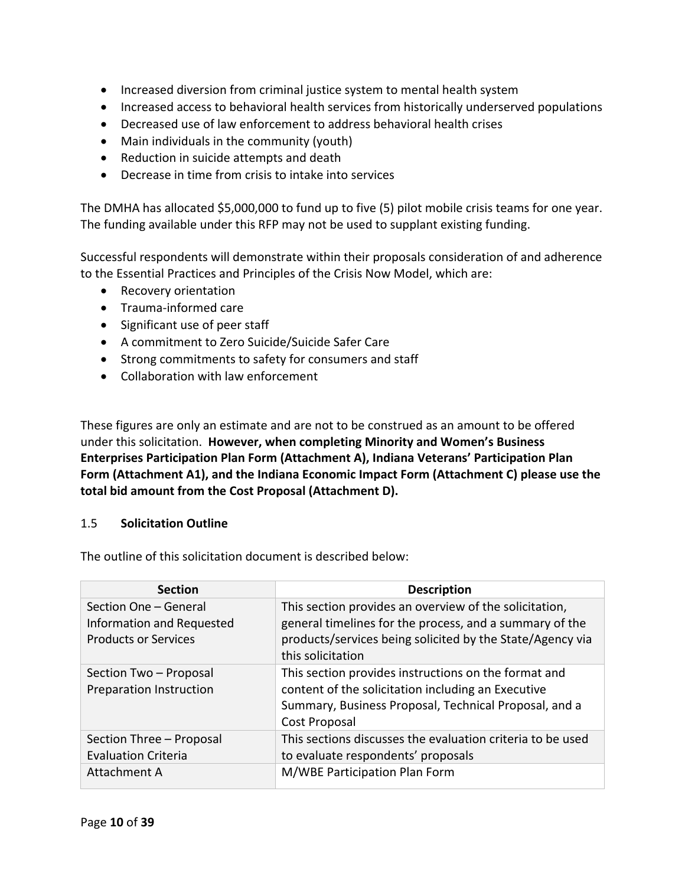- Increased diversion from criminal justice system to mental health system
- Increased access to behavioral health services from historically underserved populations
- Decreased use of law enforcement to address behavioral health crises
- Main individuals in the community (youth)
- Reduction in suicide attempts and death
- Decrease in time from crisis to intake into services

The DMHA has allocated $5,000,000 to fund up to five (5) pilot mobile crisis teams for one year. The funding available under this RFP may not be used to supplant existing funding.

Successful respondents will demonstrate within their proposals consideration of and adherence to the Essential Practices and Principles of the Crisis Now Model, which are:

- Recovery orientation
- Trauma-informed care
- Significant use of peer staff
- A commitment to Zero Suicide/Suicide Safer Care
- Strong commitments to safety for consumers and staff
- Collaboration with law enforcement

These figures are only an estimate and are not to be construed as an amount to be offered under this solicitation. **However, when completing Minority and Women's Business Enterprises Participation Plan Form (Attachment A), Indiana Veterans' Participation Plan Form (Attachment A1), and the Indiana Economic Impact Form (Attachment C) please use the total bid amount from the Cost Proposal (Attachment D).**

### 1.5 **Solicitation Outline**

The outline of this solicitation document is described below:

| Section | Description |
|---|---|
| Section One – General Information and Requested Products or Services | This section provides an overview of the solicitation, general timelines for the process, and a summary of the products/services being solicited by the State/Agency via this solicitation |
| Section Two – Proposal Preparation Instruction | This section provides instructions on the format and content of the solicitation including an Executive Summary, Business Proposal, Technical Proposal, and a Cost Proposal |
| Section Three – Proposal Evaluation Criteria | This sections discusses the evaluation criteria to be used to evaluate respondents' proposals |
| Attachment A | M/WBE Participation Plan Form |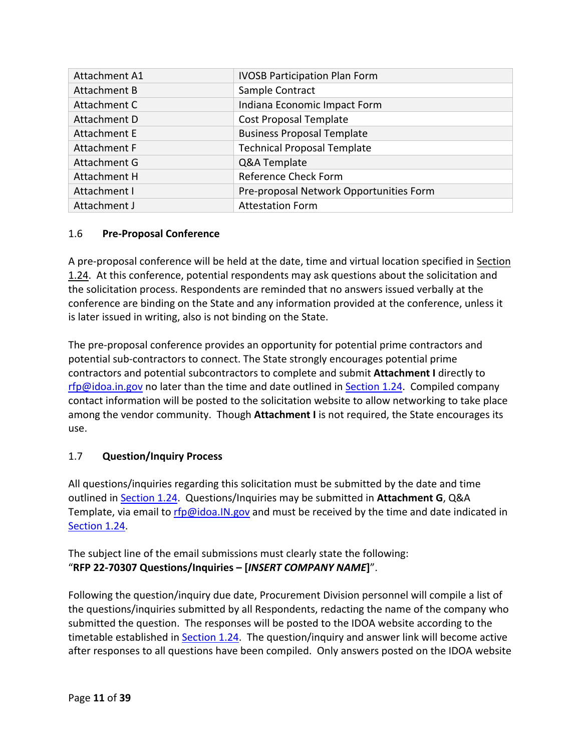| Attachment A1 | IVOSB Participation Plan Form |
|---|---|
| Attachment B | Sample Contract |
| Attachment C | Indiana Economic Impact Form |
| Attachment D | Cost Proposal Template |
| Attachment E | Business Proposal Template |
| Attachment F | Technical Proposal Template |
| Attachment G | Q&A Template |
| Attachment H | Reference Check Form |
| Attachment I | Pre-proposal Network Opportunities Form |
| Attachment J | Attestation Form |

### 1.6 Pre-Proposal Conference

A pre-proposal conference will be held at the date, time and virtual location specified in Section 1.24. At this conference, potential respondents may ask questions about the solicitation and the solicitation process. Respondents are reminded that no answers issued verbally at the conference are binding on the State and any information provided at the conference, unless it is later issued in writing, also is not binding on the State.

The pre-proposal conference provides an opportunity for potential prime contractors and potential sub-contractors to connect. The State strongly encourages potential prime contractors and potential subcontractors to complete and submit **Attachment I** directly to rfp@idoa.in.gov no later than the time and date outlined in Section 1.24. Compiled company contact information will be posted to the solicitation website to allow networking to take place among the vendor community. Though **Attachment I** is not required, the State encourages its use.

### 1.7 Question/Inquiry Process

All questions/inquiries regarding this solicitation must be submitted by the date and time outlined in Section 1.24. Questions/Inquiries may be submitted in **Attachment G**, Q&A Template, via email to rfp@idoa.IN.gov and must be received by the time and date indicated in Section 1.24.

The subject line of the email submissions must clearly state the following:
"**RFP 22-70307 Questions/Inquiries – [*INSERT COMPANY NAME*]**".

Following the question/inquiry due date, Procurement Division personnel will compile a list of the questions/inquiries submitted by all Respondents, redacting the name of the company who submitted the question. The responses will be posted to the IDOA website according to the timetable established in Section 1.24. The question/inquiry and answer link will become active after responses to all questions have been compiled. Only answers posted on the IDOA website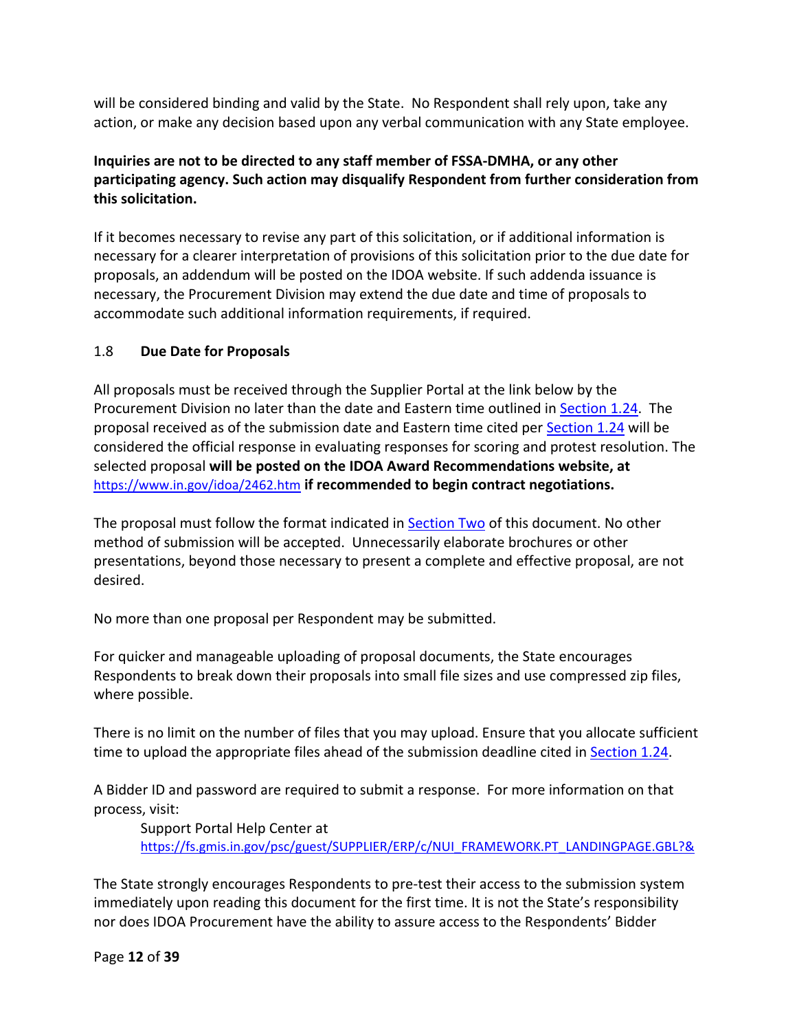will be considered binding and valid by the State. No Respondent shall rely upon, take any action, or make any decision based upon any verbal communication with any State employee.

**Inquiries are not to be directed to any staff member of FSSA-DMHA, or any other participating agency. Such action may disqualify Respondent from further consideration from this solicitation.**

If it becomes necessary to revise any part of this solicitation, or if additional information is necessary for a clearer interpretation of provisions of this solicitation prior to the due date for proposals, an addendum will be posted on the IDOA website. If such addenda issuance is necessary, the Procurement Division may extend the due date and time of proposals to accommodate such additional information requirements, if required.

### 1.8 Due Date for Proposals

All proposals must be received through the Supplier Portal at the link below by the Procurement Division no later than the date and Eastern time outlined in Section 1.24. The proposal received as of the submission date and Eastern time cited per Section 1.24 will be considered the official response in evaluating responses for scoring and protest resolution. The selected proposal **will be posted on the IDOA Award Recommendations website, at** https://www.in.gov/idoa/2462.htm **if recommended to begin contract negotiations.**

The proposal must follow the format indicated in Section Two of this document. No other method of submission will be accepted. Unnecessarily elaborate brochures or other presentations, beyond those necessary to present a complete and effective proposal, are not desired.

No more than one proposal per Respondent may be submitted.

For quicker and manageable uploading of proposal documents, the State encourages Respondents to break down their proposals into small file sizes and use compressed zip files, where possible.

There is no limit on the number of files that you may upload. Ensure that you allocate sufficient time to upload the appropriate files ahead of the submission deadline cited in Section 1.24.

A Bidder ID and password are required to submit a response. For more information on that process, visit:

Support Portal Help Center at
https://fs.gmis.in.gov/psc/guest/SUPPLIER/ERP/c/NUI_FRAMEWORK.PT_LANDINGPAGE.GBL?&

The State strongly encourages Respondents to pre-test their access to the submission system immediately upon reading this document for the first time. It is not the State's responsibility nor does IDOA Procurement have the ability to assure access to the Respondents' Bidder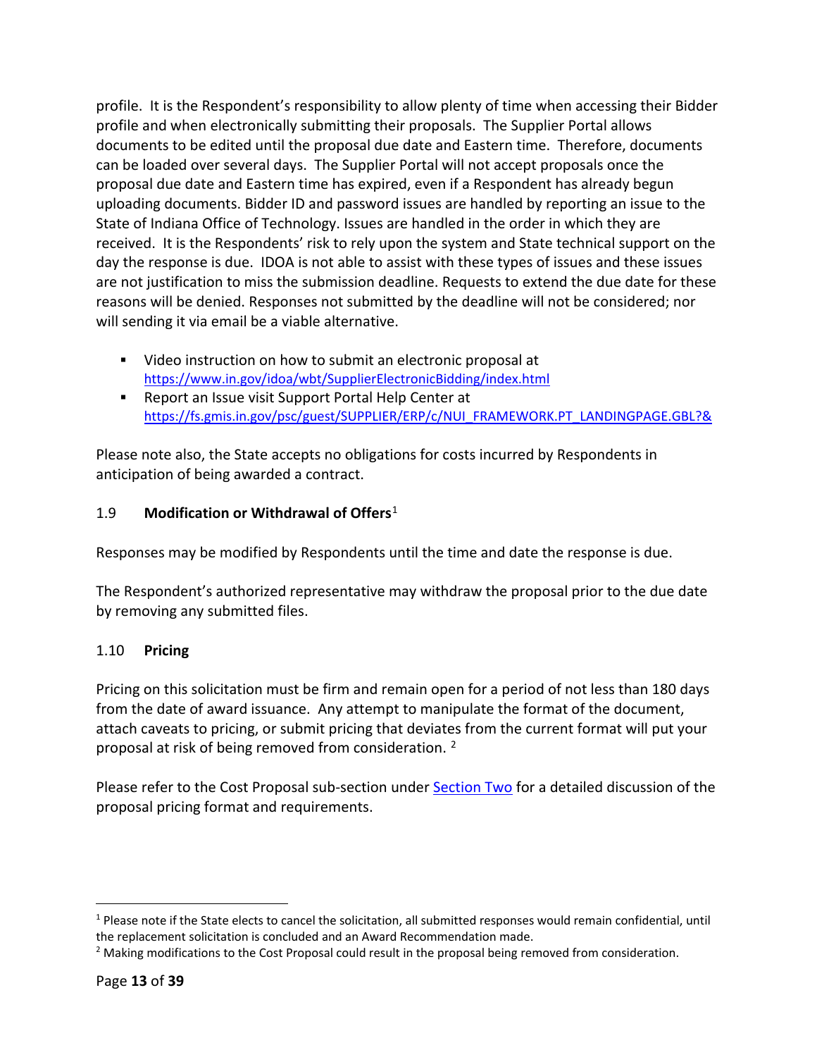profile. It is the Respondent's responsibility to allow plenty of time when accessing their Bidder profile and when electronically submitting their proposals. The Supplier Portal allows documents to be edited until the proposal due date and Eastern time. Therefore, documents can be loaded over several days. The Supplier Portal will not accept proposals once the proposal due date and Eastern time has expired, even if a Respondent has already begun uploading documents. Bidder ID and password issues are handled by reporting an issue to the State of Indiana Office of Technology. Issues are handled in the order in which they are received. It is the Respondents' risk to rely upon the system and State technical support on the day the response is due. IDOA is not able to assist with these types of issues and these issues are not justification to miss the submission deadline. Requests to extend the due date for these reasons will be denied. Responses not submitted by the deadline will not be considered; nor will sending it via email be a viable alternative.

- Video instruction on how to submit an electronic proposal at https://www.in.gov/idoa/wbt/SupplierElectronicBidding/index.html
- Report an Issue visit Support Portal Help Center at https://fs.gmis.in.gov/psc/guest/SUPPLIER/ERP/c/NUI_FRAMEWORK.PT_LANDINGPAGE.GBL?&

Please note also, the State accepts no obligations for costs incurred by Respondents in anticipation of being awarded a contract.

### 1.9 Modification or Withdrawal of Offers[1]

Responses may be modified by Respondents until the time and date the response is due.

The Respondent's authorized representative may withdraw the proposal prior to the due date by removing any submitted files.

### 1.10 Pricing

Pricing on this solicitation must be firm and remain open for a period of not less than 180 days from the date of award issuance. Any attempt to manipulate the format of the document, attach caveats to pricing, or submit pricing that deviates from the current format will put your proposal at risk of being removed from consideration. [2]

Please refer to the Cost Proposal sub-section under Section Two for a detailed discussion of the proposal pricing format and requirements.

---

[1] Please note if the State elects to cancel the solicitation, all submitted responses would remain confidential, until the replacement solicitation is concluded and an Award Recommendation made.

[2] Making modifications to the Cost Proposal could result in the proposal being removed from consideration.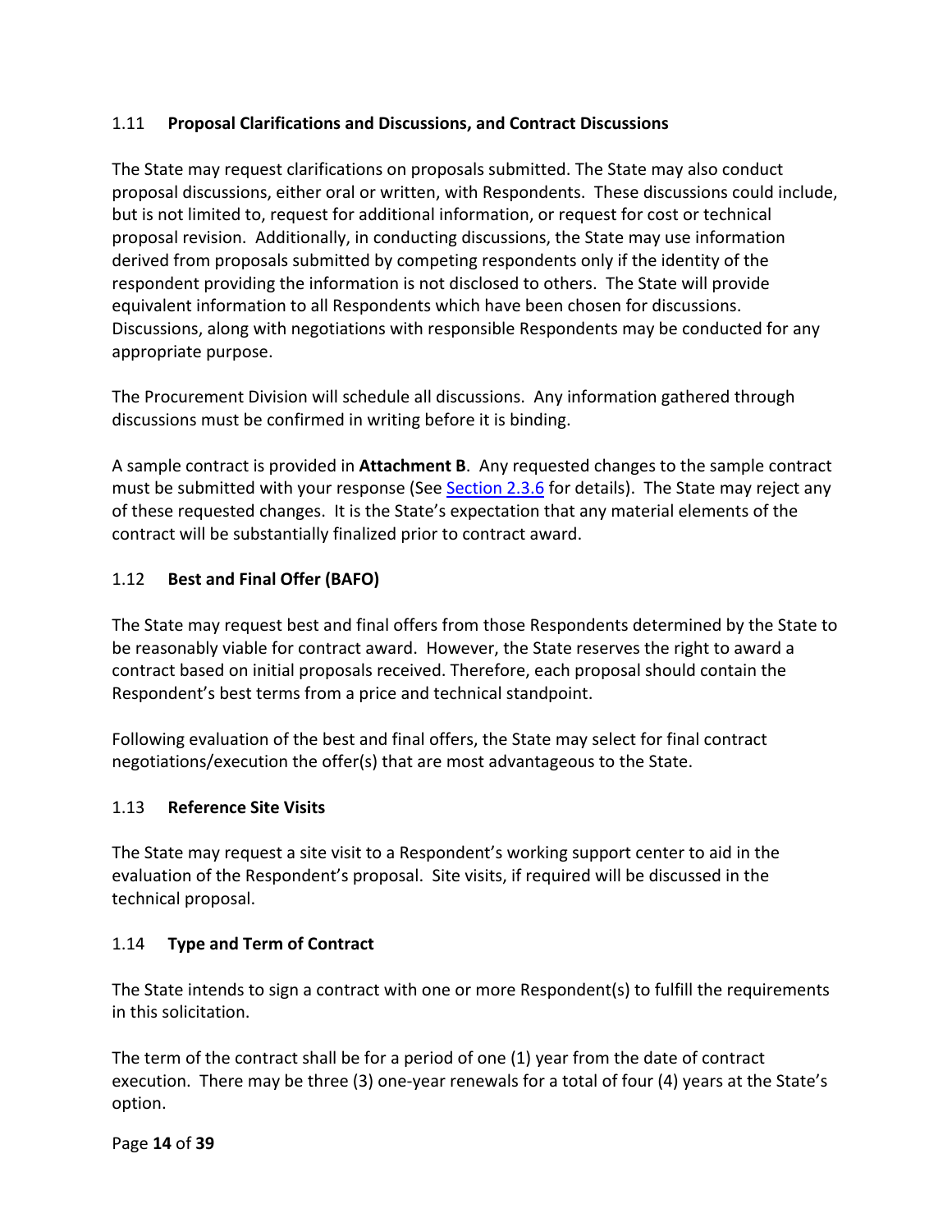### 1.11 Proposal Clarifications and Discussions, and Contract Discussions

The State may request clarifications on proposals submitted. The State may also conduct proposal discussions, either oral or written, with Respondents. These discussions could include, but is not limited to, request for additional information, or request for cost or technical proposal revision. Additionally, in conducting discussions, the State may use information derived from proposals submitted by competing respondents only if the identity of the respondent providing the information is not disclosed to others. The State will provide equivalent information to all Respondents which have been chosen for discussions. Discussions, along with negotiations with responsible Respondents may be conducted for any appropriate purpose.

The Procurement Division will schedule all discussions. Any information gathered through discussions must be confirmed in writing before it is binding.

A sample contract is provided in **Attachment B**. Any requested changes to the sample contract must be submitted with your response (See Section 2.3.6 for details). The State may reject any of these requested changes. It is the State's expectation that any material elements of the contract will be substantially finalized prior to contract award.

### 1.12 Best and Final Offer (BAFO)

The State may request best and final offers from those Respondents determined by the State to be reasonably viable for contract award. However, the State reserves the right to award a contract based on initial proposals received. Therefore, each proposal should contain the Respondent's best terms from a price and technical standpoint.

Following evaluation of the best and final offers, the State may select for final contract negotiations/execution the offer(s) that are most advantageous to the State.

### 1.13 Reference Site Visits

The State may request a site visit to a Respondent's working support center to aid in the evaluation of the Respondent's proposal. Site visits, if required will be discussed in the technical proposal.

### 1.14 Type and Term of Contract

The State intends to sign a contract with one or more Respondent(s) to fulfill the requirements in this solicitation.

The term of the contract shall be for a period of one (1) year from the date of contract execution. There may be three (3) one-year renewals for a total of four (4) years at the State's option.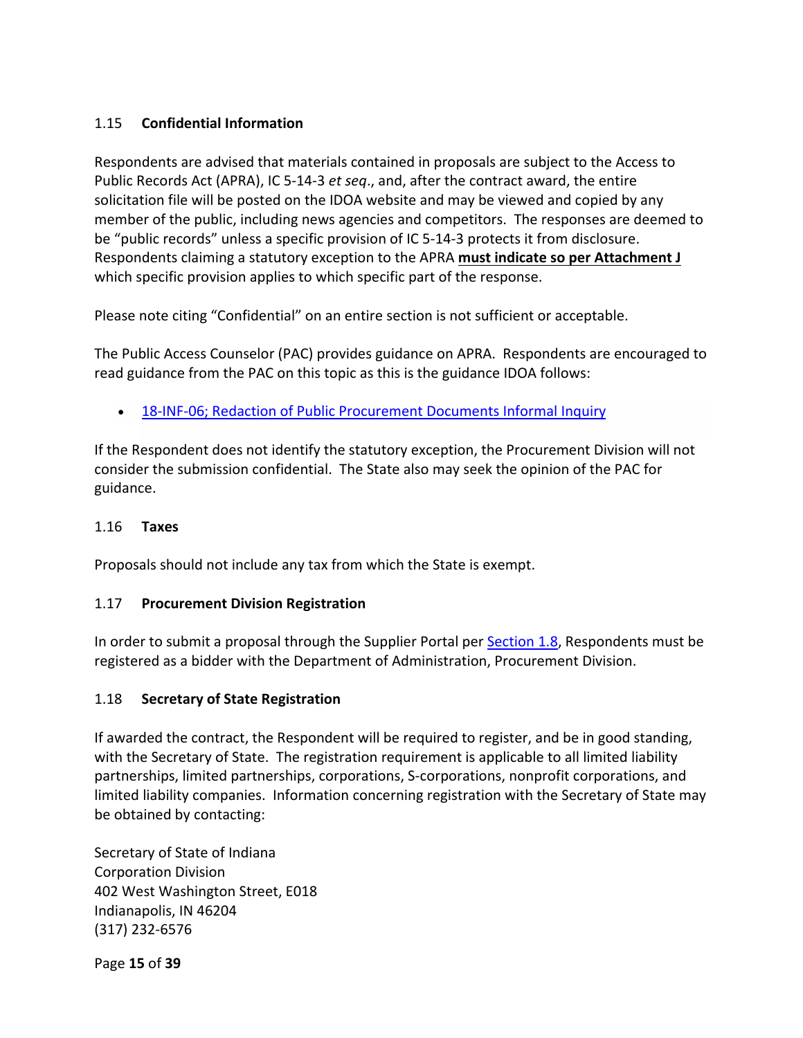### 1.15 **Confidential Information**

Respondents are advised that materials contained in proposals are subject to the Access to Public Records Act (APRA), IC 5-14-3 *et seq*., and, after the contract award, the entire solicitation file will be posted on the IDOA website and may be viewed and copied by any member of the public, including news agencies and competitors. The responses are deemed to be "public records" unless a specific provision of IC 5-14-3 protects it from disclosure. Respondents claiming a statutory exception to the APRA **must indicate so per Attachment J** which specific provision applies to which specific part of the response.

Please note citing "Confidential" on an entire section is not sufficient or acceptable.

The Public Access Counselor (PAC) provides guidance on APRA. Respondents are encouraged to read guidance from the PAC on this topic as this is the guidance IDOA follows:

- 18-INF-06; Redaction of Public Procurement Documents Informal Inquiry

If the Respondent does not identify the statutory exception, the Procurement Division will not consider the submission confidential. The State also may seek the opinion of the PAC for guidance.

### 1.16 **Taxes**

Proposals should not include any tax from which the State is exempt.

### 1.17 **Procurement Division Registration**

In order to submit a proposal through the Supplier Portal per Section 1.8, Respondents must be registered as a bidder with the Department of Administration, Procurement Division.

### 1.18 **Secretary of State Registration**

If awarded the contract, the Respondent will be required to register, and be in good standing, with the Secretary of State. The registration requirement is applicable to all limited liability partnerships, limited partnerships, corporations, S-corporations, nonprofit corporations, and limited liability companies. Information concerning registration with the Secretary of State may be obtained by contacting:

Secretary of State of Indiana
Corporation Division
402 West Washington Street, E018
Indianapolis, IN 46204
(317) 232-6576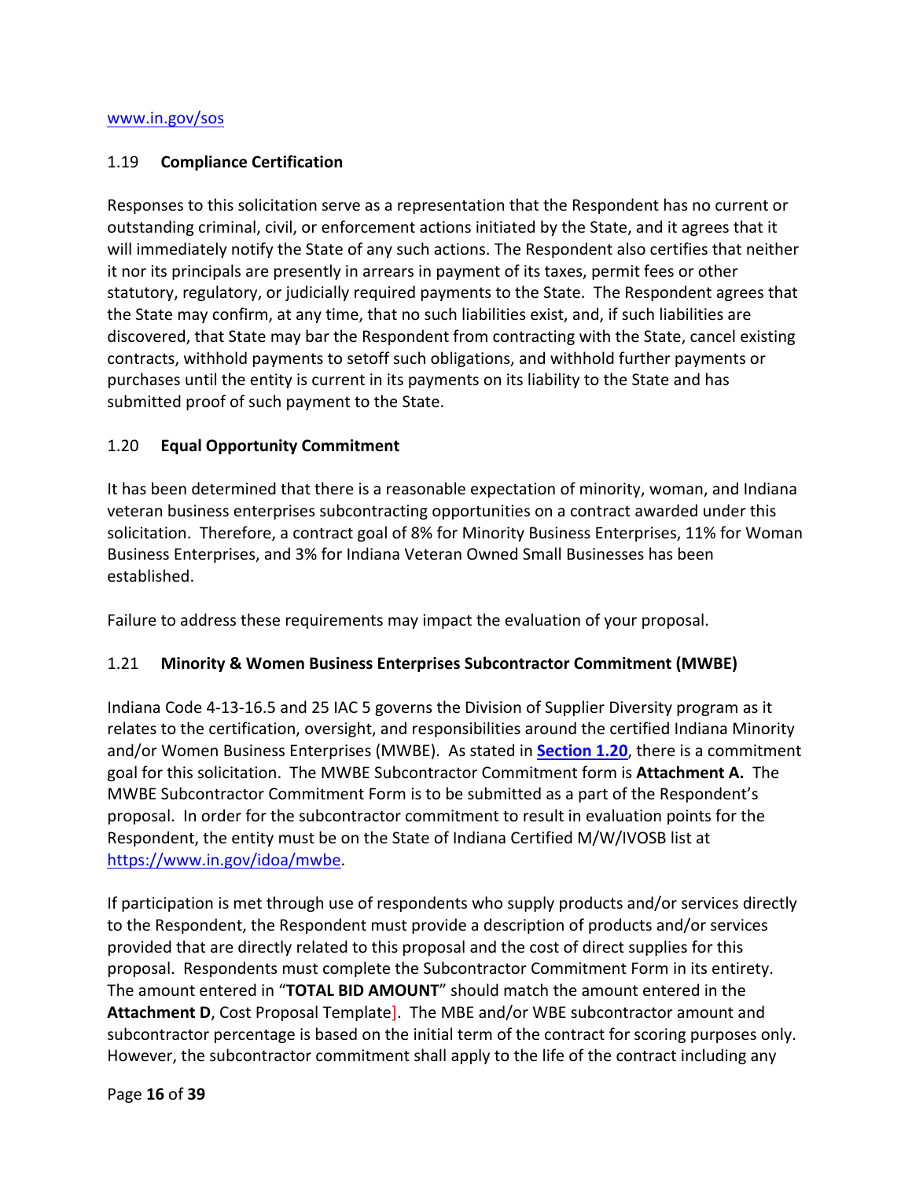www.in.gov/sos

### 1.19 Compliance Certification

Responses to this solicitation serve as a representation that the Respondent has no current or outstanding criminal, civil, or enforcement actions initiated by the State, and it agrees that it will immediately notify the State of any such actions. The Respondent also certifies that neither it nor its principals are presently in arrears in payment of its taxes, permit fees or other statutory, regulatory, or judicially required payments to the State. The Respondent agrees that the State may confirm, at any time, that no such liabilities exist, and, if such liabilities are discovered, that State may bar the Respondent from contracting with the State, cancel existing contracts, withhold payments to setoff such obligations, and withhold further payments or purchases until the entity is current in its payments on its liability to the State and has submitted proof of such payment to the State.

### 1.20 Equal Opportunity Commitment

It has been determined that there is a reasonable expectation of minority, woman, and Indiana veteran business enterprises subcontracting opportunities on a contract awarded under this solicitation. Therefore, a contract goal of 8% for Minority Business Enterprises, 11% for Woman Business Enterprises, and 3% for Indiana Veteran Owned Small Businesses has been established.

Failure to address these requirements may impact the evaluation of your proposal.

### 1.21 Minority & Women Business Enterprises Subcontractor Commitment (MWBE)

Indiana Code 4-13-16.5 and 25 IAC 5 governs the Division of Supplier Diversity program as it relates to the certification, oversight, and responsibilities around the certified Indiana Minority and/or Women Business Enterprises (MWBE). As stated in **Section 1.20**, there is a commitment goal for this solicitation. The MWBE Subcontractor Commitment form is **Attachment A.** The MWBE Subcontractor Commitment Form is to be submitted as a part of the Respondent's proposal. In order for the subcontractor commitment to result in evaluation points for the Respondent, the entity must be on the State of Indiana Certified M/W/IVOSB list at https://www.in.gov/idoa/mwbe.

If participation is met through use of respondents who supply products and/or services directly to the Respondent, the Respondent must provide a description of products and/or services provided that are directly related to this proposal and the cost of direct supplies for this proposal. Respondents must complete the Subcontractor Commitment Form in its entirety. The amount entered in "**TOTAL BID AMOUNT**" should match the amount entered in the **Attachment D**, Cost Proposal Template]. The MBE and/or WBE subcontractor amount and subcontractor percentage is based on the initial term of the contract for scoring purposes only. However, the subcontractor commitment shall apply to the life of the contract including any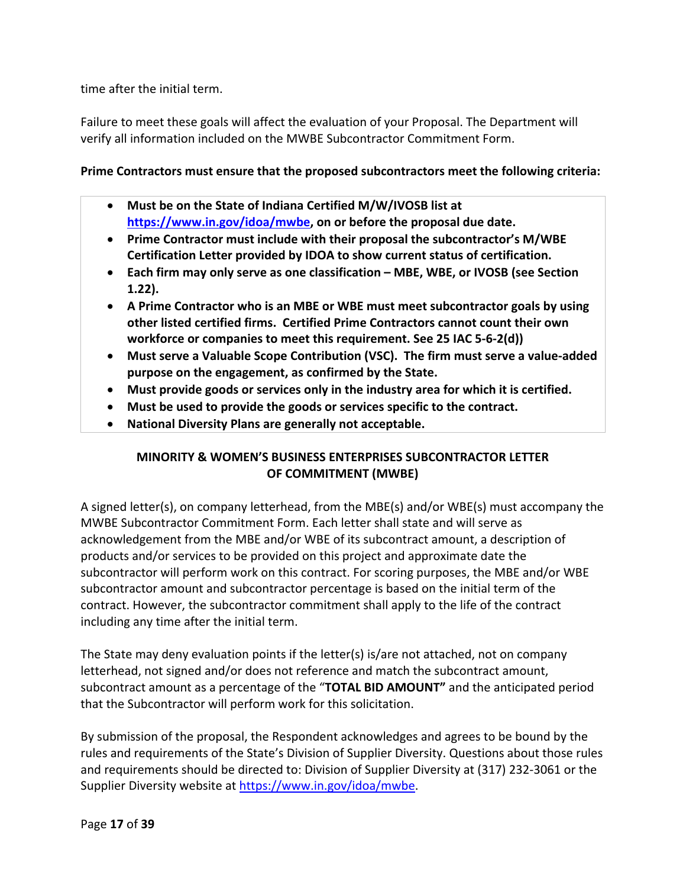time after the initial term.

Failure to meet these goals will affect the evaluation of your Proposal. The Department will verify all information included on the MWBE Subcontractor Commitment Form.

**Prime Contractors must ensure that the proposed subcontractors meet the following criteria:**

- **Must be on the State of Indiana Certified M/W/IVOSB list at [https://www.in.gov/idoa/mwbe](https://www.in.gov/idoa/mwbe), on or before the proposal due date.**
- **Prime Contractor must include with their proposal the subcontractor's M/WBE Certification Letter provided by IDOA to show current status of certification.**
- **Each firm may only serve as one classification – MBE, WBE, or IVOSB (see Section 1.22).**
- **A Prime Contractor who is an MBE or WBE must meet subcontractor goals by using other listed certified firms. Certified Prime Contractors cannot count their own workforce or companies to meet this requirement. See 25 IAC 5-6-2(d))**
- **Must serve a Valuable Scope Contribution (VSC). The firm must serve a value-added purpose on the engagement, as confirmed by the State.**
- **Must provide goods or services only in the industry area for which it is certified.**
- **Must be used to provide the goods or services specific to the contract.**
- **National Diversity Plans are generally not acceptable.**

## MINORITY & WOMEN'S BUSINESS ENTERPRISES SUBCONTRACTOR LETTER OF COMMITMENT (MWBE)

A signed letter(s), on company letterhead, from the MBE(s) and/or WBE(s) must accompany the MWBE Subcontractor Commitment Form. Each letter shall state and will serve as acknowledgement from the MBE and/or WBE of its subcontract amount, a description of products and/or services to be provided on this project and approximate date the subcontractor will perform work on this contract. For scoring purposes, the MBE and/or WBE subcontractor amount and subcontractor percentage is based on the initial term of the contract. However, the subcontractor commitment shall apply to the life of the contract including any time after the initial term.

The State may deny evaluation points if the letter(s) is/are not attached, not on company letterhead, not signed and/or does not reference and match the subcontract amount, subcontract amount as a percentage of the "**TOTAL BID AMOUNT"** and the anticipated period that the Subcontractor will perform work for this solicitation.

By submission of the proposal, the Respondent acknowledges and agrees to be bound by the rules and requirements of the State's Division of Supplier Diversity. Questions about those rules and requirements should be directed to: Division of Supplier Diversity at (317) 232-3061 or the Supplier Diversity website at [https://www.in.gov/idoa/mwbe](https://www.in.gov/idoa/mwbe).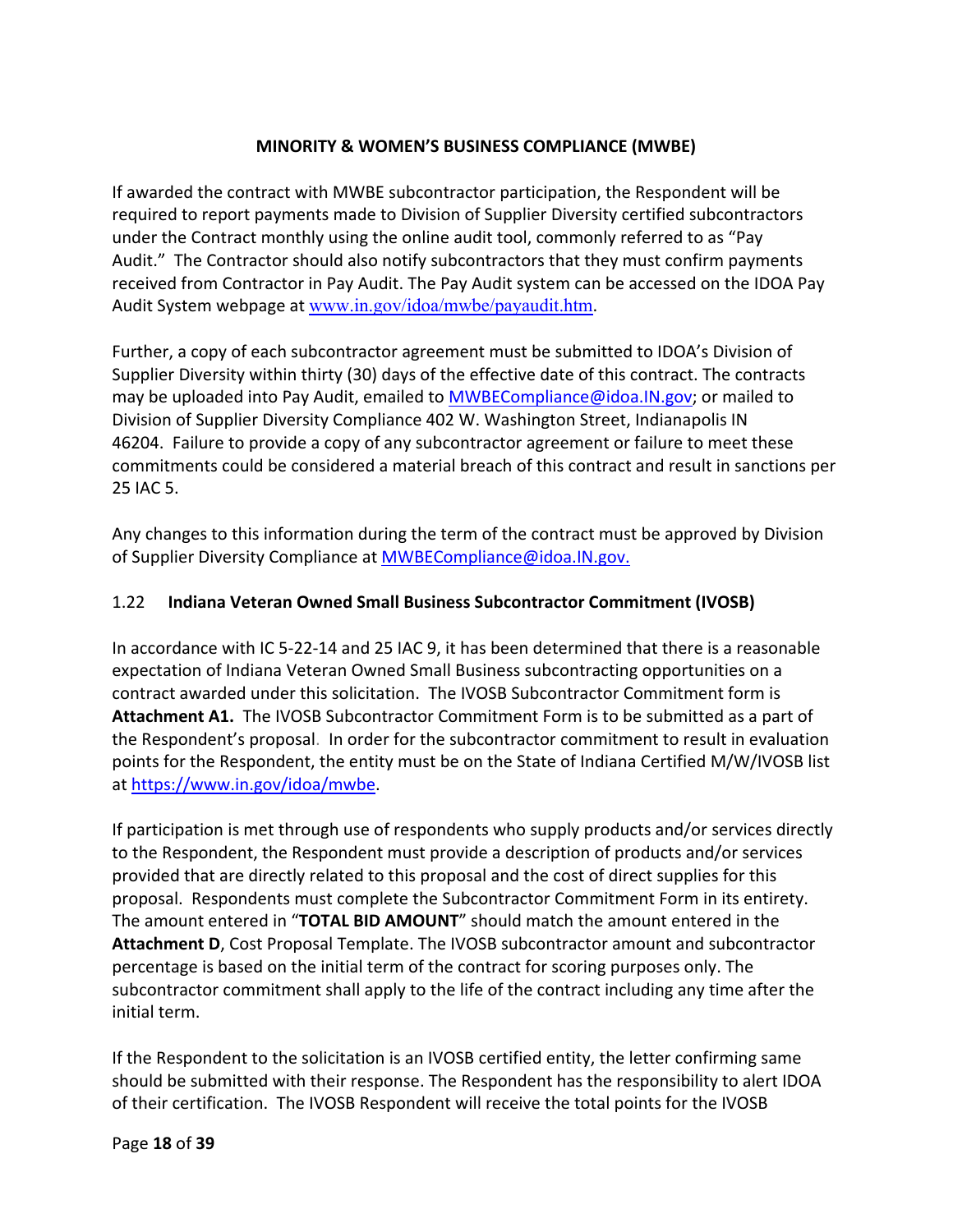**MINORITY & WOMEN'S BUSINESS COMPLIANCE (MWBE)**

If awarded the contract with MWBE subcontractor participation, the Respondent will be required to report payments made to Division of Supplier Diversity certified subcontractors under the Contract monthly using the online audit tool, commonly referred to as "Pay Audit." The Contractor should also notify subcontractors that they must confirm payments received from Contractor in Pay Audit. The Pay Audit system can be accessed on the IDOA Pay Audit System webpage at www.in.gov/idoa/mwbe/payaudit.htm.

Further, a copy of each subcontractor agreement must be submitted to IDOA's Division of Supplier Diversity within thirty (30) days of the effective date of this contract. The contracts may be uploaded into Pay Audit, emailed to MWBECompliance@idoa.IN.gov; or mailed to Division of Supplier Diversity Compliance 402 W. Washington Street, Indianapolis IN 46204. Failure to provide a copy of any subcontractor agreement or failure to meet these commitments could be considered a material breach of this contract and result in sanctions per 25 IAC 5.

Any changes to this information during the term of the contract must be approved by Division of Supplier Diversity Compliance at MWBECompliance@idoa.IN.gov.

## 1.22 Indiana Veteran Owned Small Business Subcontractor Commitment (IVOSB)

In accordance with IC 5-22-14 and 25 IAC 9, it has been determined that there is a reasonable expectation of Indiana Veteran Owned Small Business subcontracting opportunities on a contract awarded under this solicitation. The IVOSB Subcontractor Commitment form is **Attachment A1.** The IVOSB Subcontractor Commitment Form is to be submitted as a part of the Respondent's proposal. In order for the subcontractor commitment to result in evaluation points for the Respondent, the entity must be on the State of Indiana Certified M/W/IVOSB list at https://www.in.gov/idoa/mwbe.

If participation is met through use of respondents who supply products and/or services directly to the Respondent, the Respondent must provide a description of products and/or services provided that are directly related to this proposal and the cost of direct supplies for this proposal. Respondents must complete the Subcontractor Commitment Form in its entirety. The amount entered in "**TOTAL BID AMOUNT**" should match the amount entered in the **Attachment D**, Cost Proposal Template. The IVOSB subcontractor amount and subcontractor percentage is based on the initial term of the contract for scoring purposes only. The subcontractor commitment shall apply to the life of the contract including any time after the initial term.

If the Respondent to the solicitation is an IVOSB certified entity, the letter confirming same should be submitted with their response. The Respondent has the responsibility to alert IDOA of their certification. The IVOSB Respondent will receive the total points for the IVOSB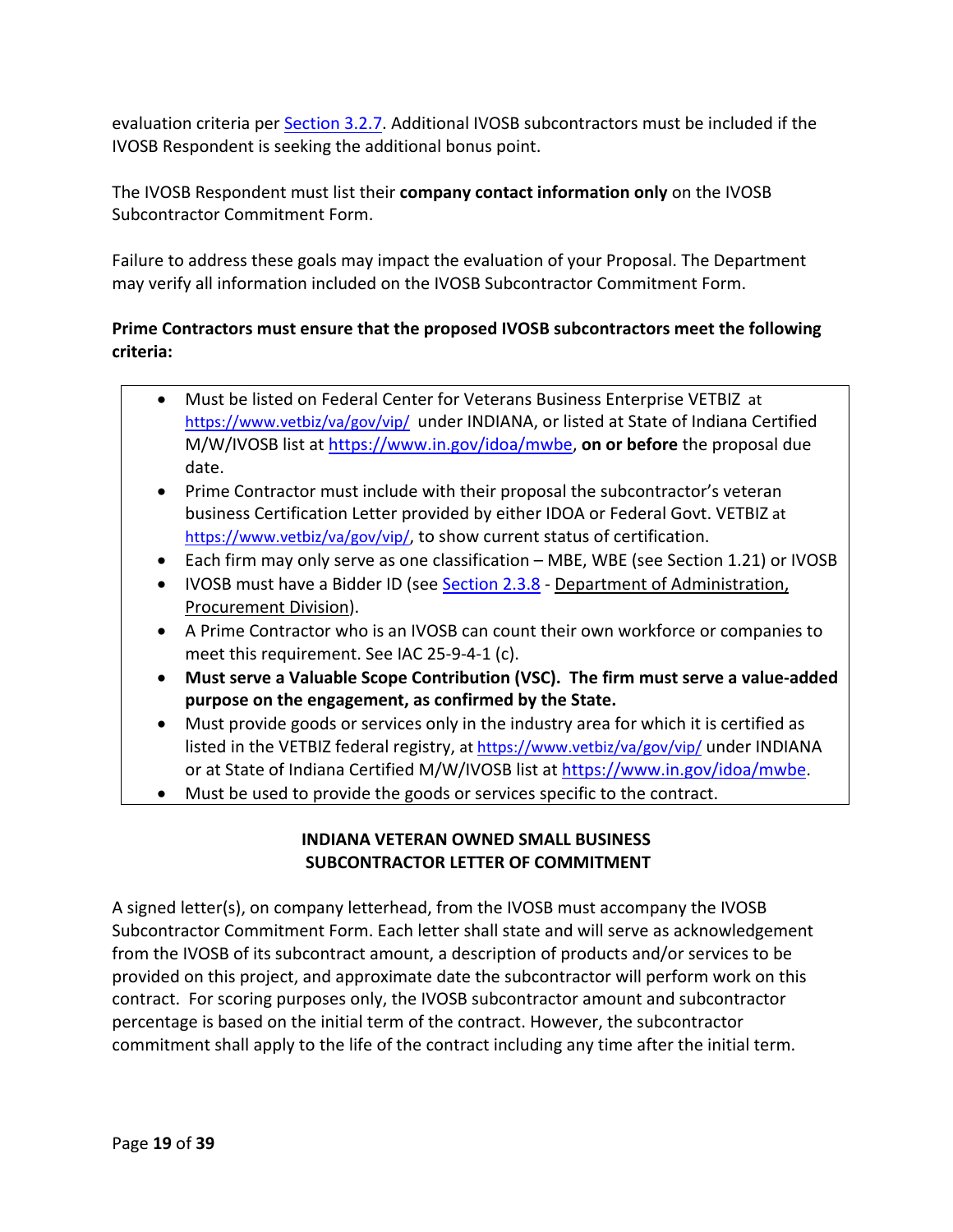evaluation criteria per Section 3.2.7. Additional IVOSB subcontractors must be included if the IVOSB Respondent is seeking the additional bonus point.

The IVOSB Respondent must list their **company contact information only** on the IVOSB Subcontractor Commitment Form.

Failure to address these goals may impact the evaluation of your Proposal. The Department may verify all information included on the IVOSB Subcontractor Commitment Form.

**Prime Contractors must ensure that the proposed IVOSB subcontractors meet the following criteria:**

- Must be listed on Federal Center for Veterans Business Enterprise VETBIZ at https://www.vetbiz/va/gov/vip/ under INDIANA, or listed at State of Indiana Certified M/W/IVOSB list at https://www.in.gov/idoa/mwbe, **on or before** the proposal due date.
- Prime Contractor must include with their proposal the subcontractor's veteran business Certification Letter provided by either IDOA or Federal Govt. VETBIZ at https://www.vetbiz/va/gov/vip/, to show current status of certification.
- Each firm may only serve as one classification – MBE, WBE (see Section 1.21) or IVOSB
- IVOSB must have a Bidder ID (see Section 2.3.8 - Department of Administration, Procurement Division).
- A Prime Contractor who is an IVOSB can count their own workforce or companies to meet this requirement. See IAC 25-9-4-1 (c).
- **Must serve a Valuable Scope Contribution (VSC). The firm must serve a value-added purpose on the engagement, as confirmed by the State.**
- Must provide goods or services only in the industry area for which it is certified as listed in the VETBIZ federal registry, at https://www.vetbiz/va/gov/vip/ under INDIANA or at State of Indiana Certified M/W/IVOSB list at https://www.in.gov/idoa/mwbe.
- Must be used to provide the goods or services specific to the contract.

## INDIANA VETERAN OWNED SMALL BUSINESS SUBCONTRACTOR LETTER OF COMMITMENT

A signed letter(s), on company letterhead, from the IVOSB must accompany the IVOSB Subcontractor Commitment Form. Each letter shall state and will serve as acknowledgement from the IVOSB of its subcontract amount, a description of products and/or services to be provided on this project, and approximate date the subcontractor will perform work on this contract. For scoring purposes only, the IVOSB subcontractor amount and subcontractor percentage is based on the initial term of the contract. However, the subcontractor commitment shall apply to the life of the contract including any time after the initial term.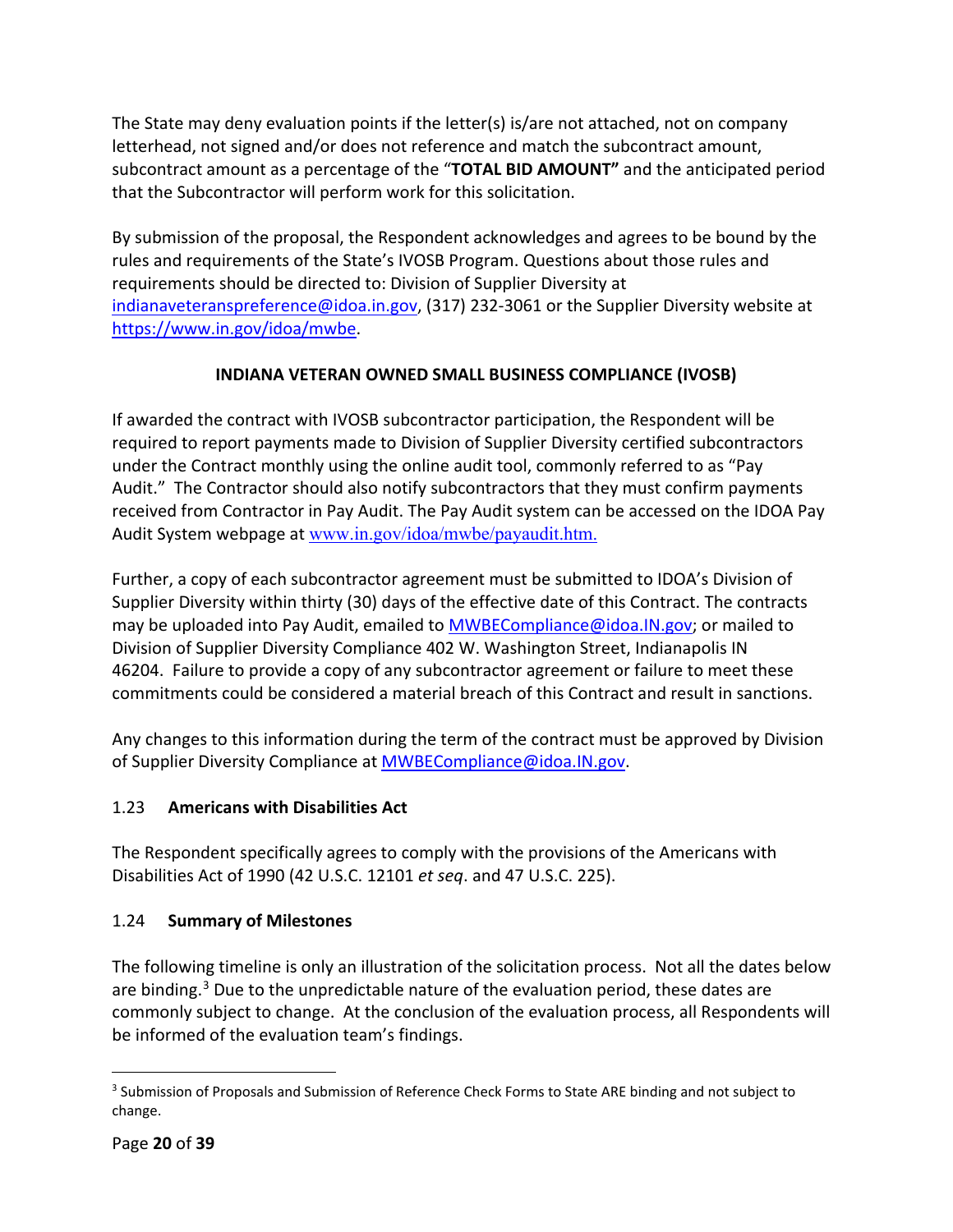The State may deny evaluation points if the letter(s) is/are not attached, not on company letterhead, not signed and/or does not reference and match the subcontract amount, subcontract amount as a percentage of the "**TOTAL BID AMOUNT"** and the anticipated period that the Subcontractor will perform work for this solicitation.

By submission of the proposal, the Respondent acknowledges and agrees to be bound by the rules and requirements of the State's IVOSB Program. Questions about those rules and requirements should be directed to: Division of Supplier Diversity at indianaveteranspreference@idoa.in.gov, (317) 232-3061 or the Supplier Diversity website at https://www.in.gov/idoa/mwbe.

**INDIANA VETERAN OWNED SMALL BUSINESS COMPLIANCE (IVOSB)**

If awarded the contract with IVOSB subcontractor participation, the Respondent will be required to report payments made to Division of Supplier Diversity certified subcontractors under the Contract monthly using the online audit tool, commonly referred to as "Pay Audit." The Contractor should also notify subcontractors that they must confirm payments received from Contractor in Pay Audit. The Pay Audit system can be accessed on the IDOA Pay Audit System webpage at www.in.gov/idoa/mwbe/payaudit.htm.

Further, a copy of each subcontractor agreement must be submitted to IDOA's Division of Supplier Diversity within thirty (30) days of the effective date of this Contract. The contracts may be uploaded into Pay Audit, emailed to MWBECompliance@idoa.IN.gov; or mailed to Division of Supplier Diversity Compliance 402 W. Washington Street, Indianapolis IN 46204. Failure to provide a copy of any subcontractor agreement or failure to meet these commitments could be considered a material breach of this Contract and result in sanctions.

Any changes to this information during the term of the contract must be approved by Division of Supplier Diversity Compliance at MWBECompliance@idoa.IN.gov.

### 1.23 Americans with Disabilities Act

The Respondent specifically agrees to comply with the provisions of the Americans with Disabilities Act of 1990 (42 U.S.C. 12101 *et seq*. and 47 U.S.C. 225).

### 1.24 Summary of Milestones

The following timeline is only an illustration of the solicitation process. Not all the dates below are binding.[3] Due to the unpredictable nature of the evaluation period, these dates are commonly subject to change. At the conclusion of the evaluation process, all Respondents will be informed of the evaluation team's findings.

[3] Submission of Proposals and Submission of Reference Check Forms to State ARE binding and not subject to change.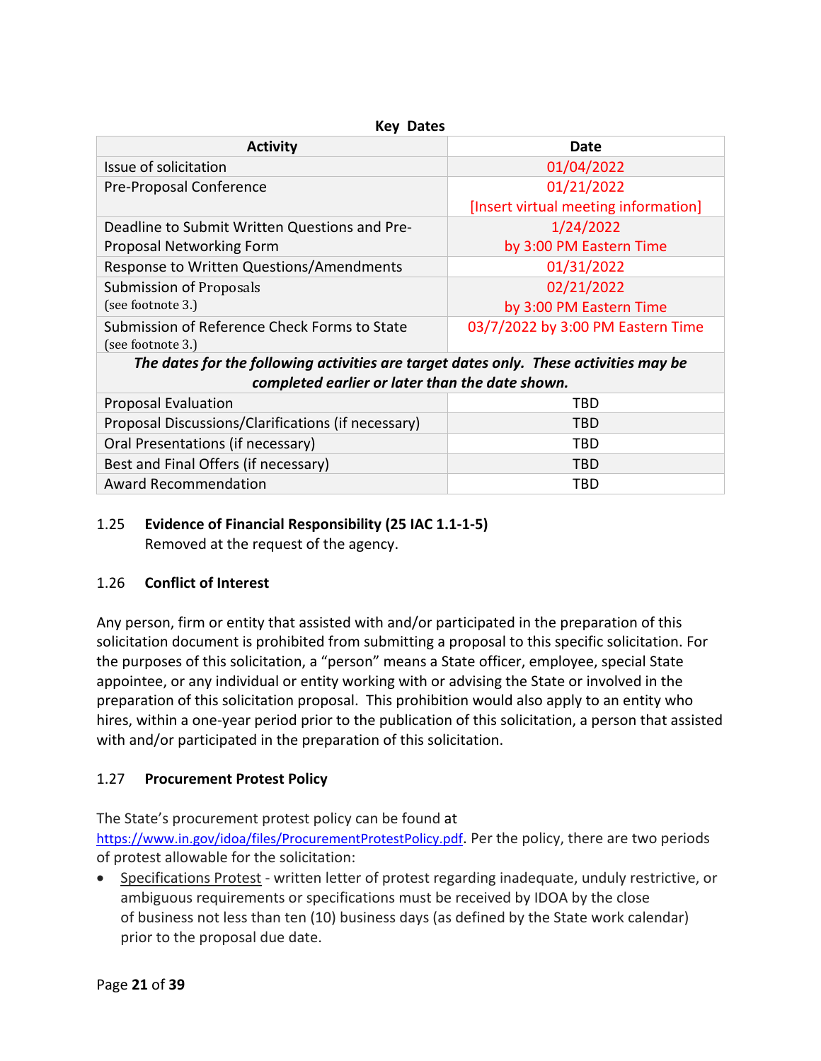**Key Dates**

| Activity | Date |
|---|---|
| Issue of solicitation | 01/04/2022 |
| Pre-Proposal Conference | 01/21/2022 [Insert virtual meeting information] |
| Deadline to Submit Written Questions and Pre-Proposal Networking Form | 1/24/2022 by 3:00 PM Eastern Time |
| Response to Written Questions/Amendments | 01/31/2022 |
| Submission of Proposals (see footnote 3.) | 02/21/2022 by 3:00 PM Eastern Time |
| Submission of Reference Check Forms to State (see footnote 3.) | 03/7/2022 by 3:00 PM Eastern Time |
| ***The dates for the following activities are target dates only. These activities may be completed earlier or later than the date shown.*** | |
| Proposal Evaluation | TBD |
| Proposal Discussions/Clarifications (if necessary) | TBD |
| Oral Presentations (if necessary) | TBD |
| Best and Final Offers (if necessary) | TBD |
| Award Recommendation | TBD |

### 1.25 Evidence of Financial Responsibility (25 IAC 1.1-1-5)

Removed at the request of the agency.

### 1.26 Conflict of Interest

Any person, firm or entity that assisted with and/or participated in the preparation of this solicitation document is prohibited from submitting a proposal to this specific solicitation. For the purposes of this solicitation, a "person" means a State officer, employee, special State appointee, or any individual or entity working with or advising the State or involved in the preparation of this solicitation proposal. This prohibition would also apply to an entity who hires, within a one-year period prior to the publication of this solicitation, a person that assisted with and/or participated in the preparation of this solicitation.

### 1.27 Procurement Protest Policy

The State's procurement protest policy can be found at https://www.in.gov/idoa/files/ProcurementProtestPolicy.pdf. Per the policy, there are two periods of protest allowable for the solicitation:

- Specifications Protest - written letter of protest regarding inadequate, unduly restrictive, or ambiguous requirements or specifications must be received by IDOA by the close of business not less than ten (10) business days (as defined by the State work calendar) prior to the proposal due date.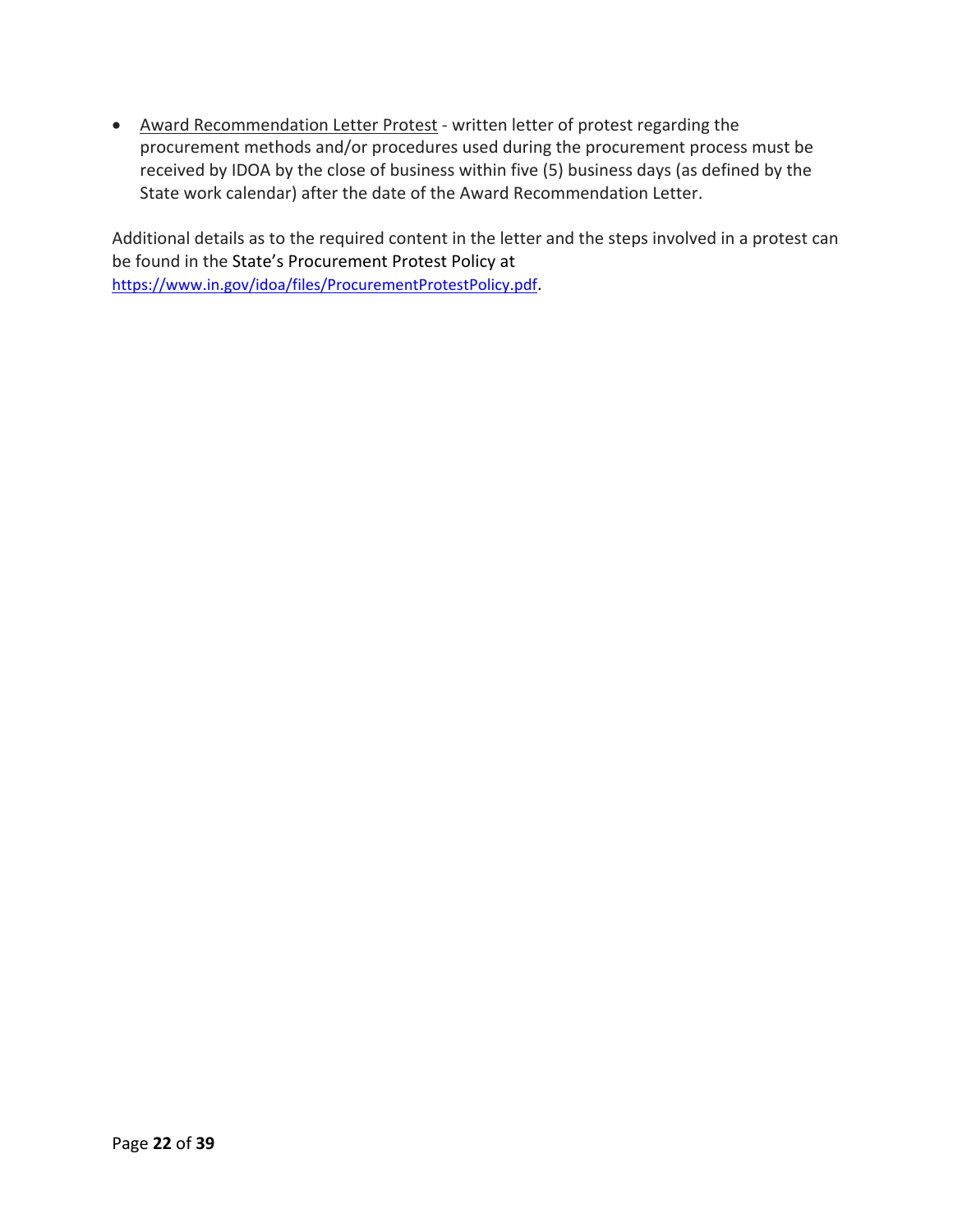- Award Recommendation Letter Protest - written letter of protest regarding the procurement methods and/or procedures used during the procurement process must be received by IDOA by the close of business within five (5) business days (as defined by the State work calendar) after the date of the Award Recommendation Letter.

Additional details as to the required content in the letter and the steps involved in a protest can be found in the State's Procurement Protest Policy at https://www.in.gov/idoa/files/ProcurementProtestPolicy.pdf.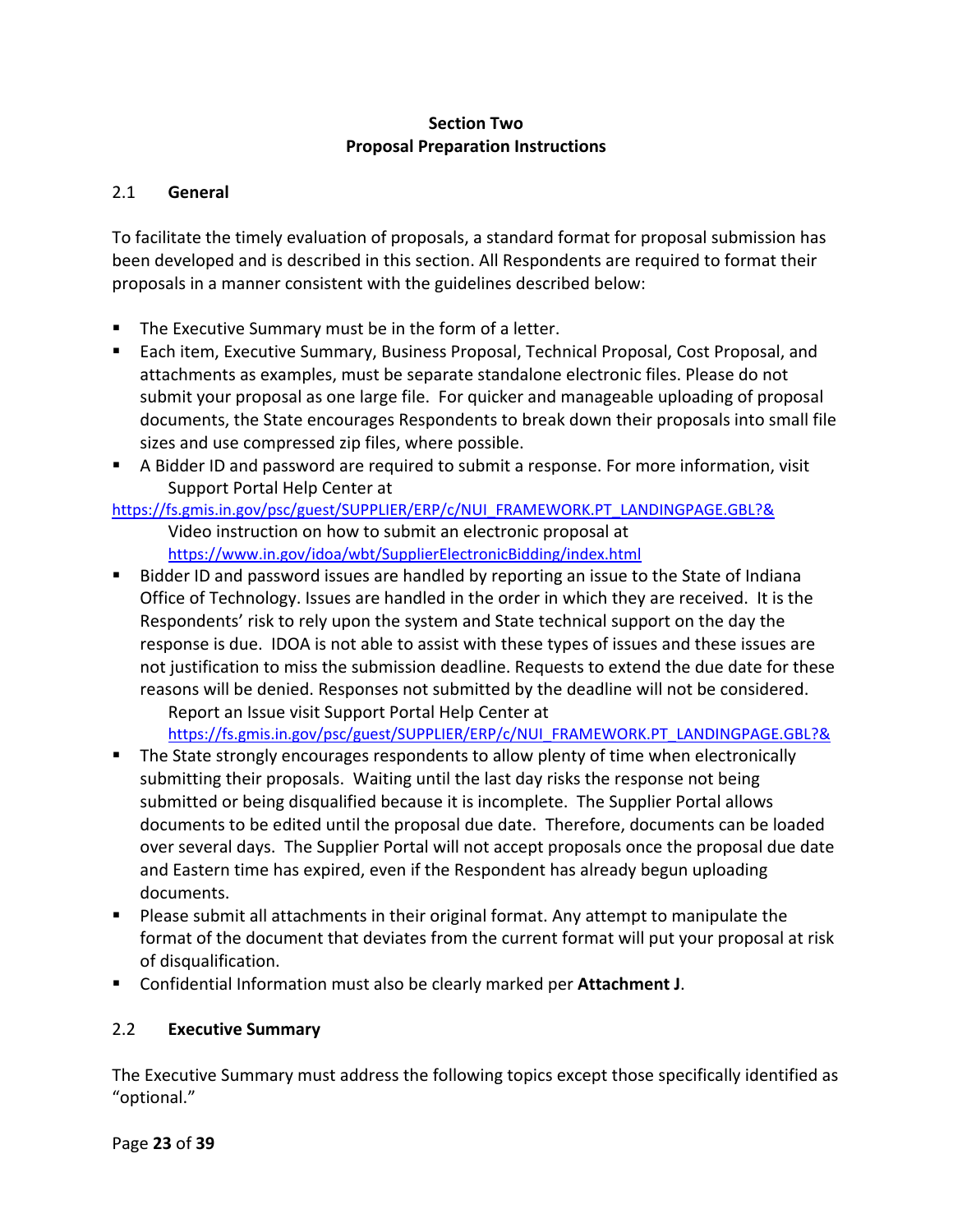# Section Two
# Proposal Preparation Instructions

## 2.1 General

To facilitate the timely evaluation of proposals, a standard format for proposal submission has been developed and is described in this section. All Respondents are required to format their proposals in a manner consistent with the guidelines described below:

- The Executive Summary must be in the form of a letter.
- Each item, Executive Summary, Business Proposal, Technical Proposal, Cost Proposal, and attachments as examples, must be separate standalone electronic files. Please do not submit your proposal as one large file. For quicker and manageable uploading of proposal documents, the State encourages Respondents to break down their proposals into small file sizes and use compressed zip files, where possible.
- A Bidder ID and password are required to submit a response. For more information, visit
  Support Portal Help Center at
  https://fs.gmis.in.gov/psc/guest/SUPPLIER/ERP/c/NUI_FRAMEWORK.PT_LANDINGPAGE.GBL?&
  Video instruction on how to submit an electronic proposal at
  https://www.in.gov/idoa/wbt/SupplierElectronicBidding/index.html
- Bidder ID and password issues are handled by reporting an issue to the State of Indiana Office of Technology. Issues are handled in the order in which they are received. It is the Respondents' risk to rely upon the system and State technical support on the day the response is due. IDOA is not able to assist with these types of issues and these issues are not justification to miss the submission deadline. Requests to extend the due date for these reasons will be denied. Responses not submitted by the deadline will not be considered.
  Report an Issue visit Support Portal Help Center at
  https://fs.gmis.in.gov/psc/guest/SUPPLIER/ERP/c/NUI_FRAMEWORK.PT_LANDINGPAGE.GBL?&
- The State strongly encourages respondents to allow plenty of time when electronically submitting their proposals. Waiting until the last day risks the response not being submitted or being disqualified because it is incomplete. The Supplier Portal allows documents to be edited until the proposal due date. Therefore, documents can be loaded over several days. The Supplier Portal will not accept proposals once the proposal due date and Eastern time has expired, even if the Respondent has already begun uploading documents.
- Please submit all attachments in their original format. Any attempt to manipulate the format of the document that deviates from the current format will put your proposal at risk of disqualification.
- Confidential Information must also be clearly marked per **Attachment J**.

## 2.2 Executive Summary

The Executive Summary must address the following topics except those specifically identified as "optional."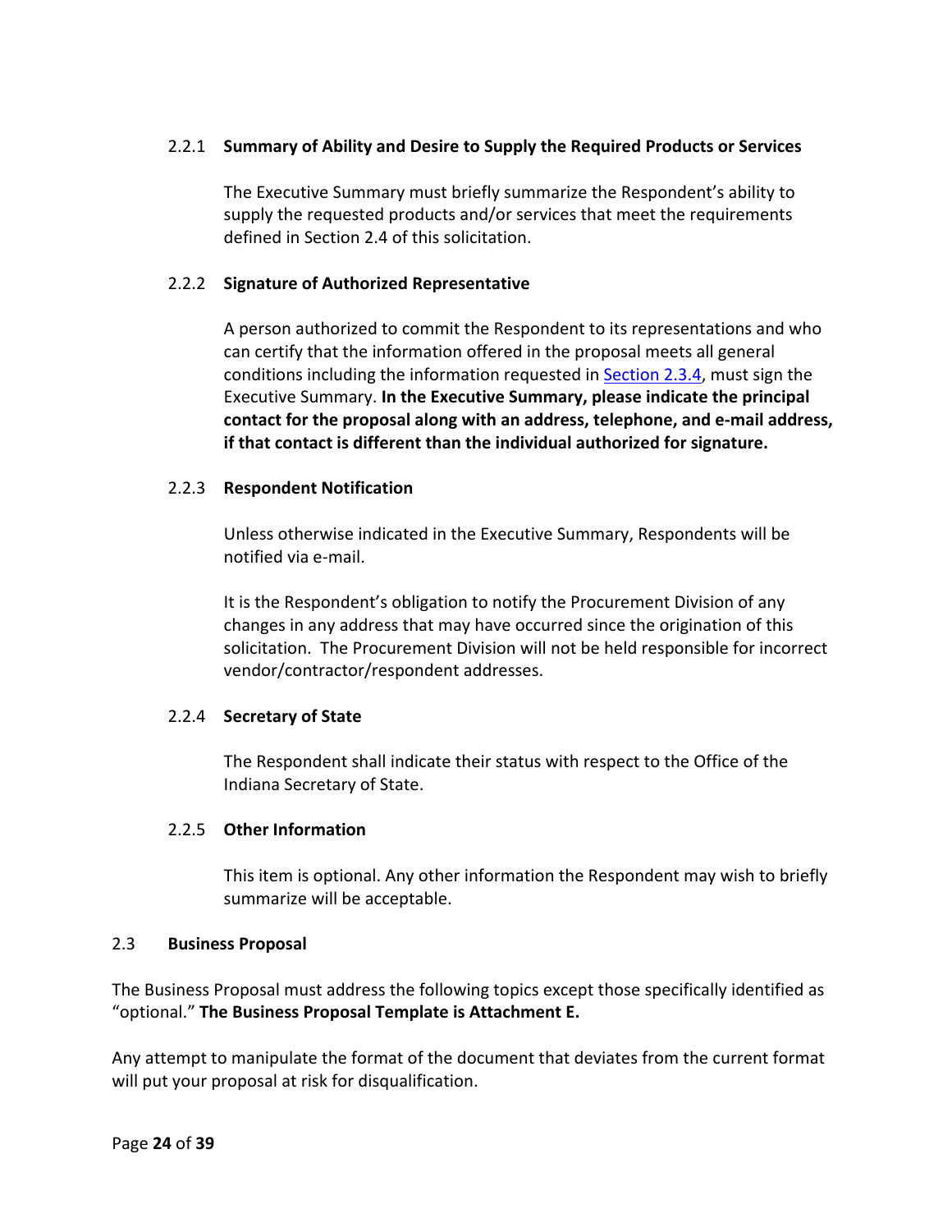### 2.2.1 Summary of Ability and Desire to Supply the Required Products or Services

The Executive Summary must briefly summarize the Respondent's ability to supply the requested products and/or services that meet the requirements defined in Section 2.4 of this solicitation.

### 2.2.2 Signature of Authorized Representative

A person authorized to commit the Respondent to its representations and who can certify that the information offered in the proposal meets all general conditions including the information requested in Section 2.3.4, must sign the Executive Summary. **In the Executive Summary, please indicate the principal contact for the proposal along with an address, telephone, and e-mail address, if that contact is different than the individual authorized for signature.**

### 2.2.3 Respondent Notification

Unless otherwise indicated in the Executive Summary, Respondents will be notified via e-mail.

It is the Respondent's obligation to notify the Procurement Division of any changes in any address that may have occurred since the origination of this solicitation. The Procurement Division will not be held responsible for incorrect vendor/contractor/respondent addresses.

### 2.2.4 Secretary of State

The Respondent shall indicate their status with respect to the Office of the Indiana Secretary of State.

### 2.2.5 Other Information

This item is optional. Any other information the Respondent may wish to briefly summarize will be acceptable.

## 2.3 Business Proposal

The Business Proposal must address the following topics except those specifically identified as "optional." **The Business Proposal Template is Attachment E.**

Any attempt to manipulate the format of the document that deviates from the current format will put your proposal at risk for disqualification.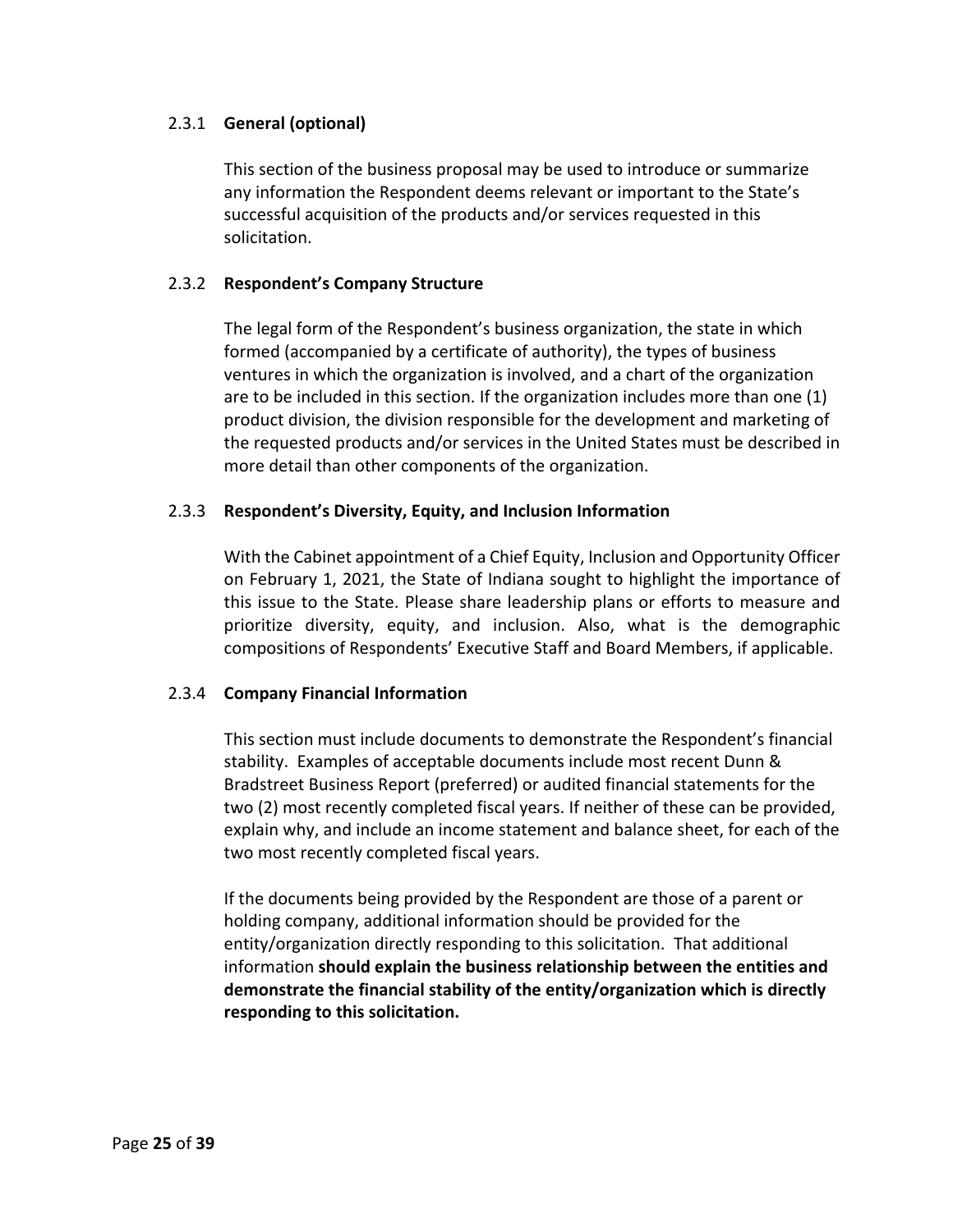### 2.3.1 **General (optional)**

This section of the business proposal may be used to introduce or summarize any information the Respondent deems relevant or important to the State's successful acquisition of the products and/or services requested in this solicitation.

### 2.3.2 **Respondent's Company Structure**

The legal form of the Respondent's business organization, the state in which formed (accompanied by a certificate of authority), the types of business ventures in which the organization is involved, and a chart of the organization are to be included in this section. If the organization includes more than one (1) product division, the division responsible for the development and marketing of the requested products and/or services in the United States must be described in more detail than other components of the organization.

### 2.3.3 **Respondent's Diversity, Equity, and Inclusion Information**

With the Cabinet appointment of a Chief Equity, Inclusion and Opportunity Officer on February 1, 2021, the State of Indiana sought to highlight the importance of this issue to the State. Please share leadership plans or efforts to measure and prioritize diversity, equity, and inclusion. Also, what is the demographic compositions of Respondents' Executive Staff and Board Members, if applicable.

### 2.3.4 **Company Financial Information**

This section must include documents to demonstrate the Respondent's financial stability. Examples of acceptable documents include most recent Dunn & Bradstreet Business Report (preferred) or audited financial statements for the two (2) most recently completed fiscal years. If neither of these can be provided, explain why, and include an income statement and balance sheet, for each of the two most recently completed fiscal years.

If the documents being provided by the Respondent are those of a parent or holding company, additional information should be provided for the entity/organization directly responding to this solicitation. That additional information **should explain the business relationship between the entities and demonstrate the financial stability of the entity/organization which is directly responding to this solicitation.**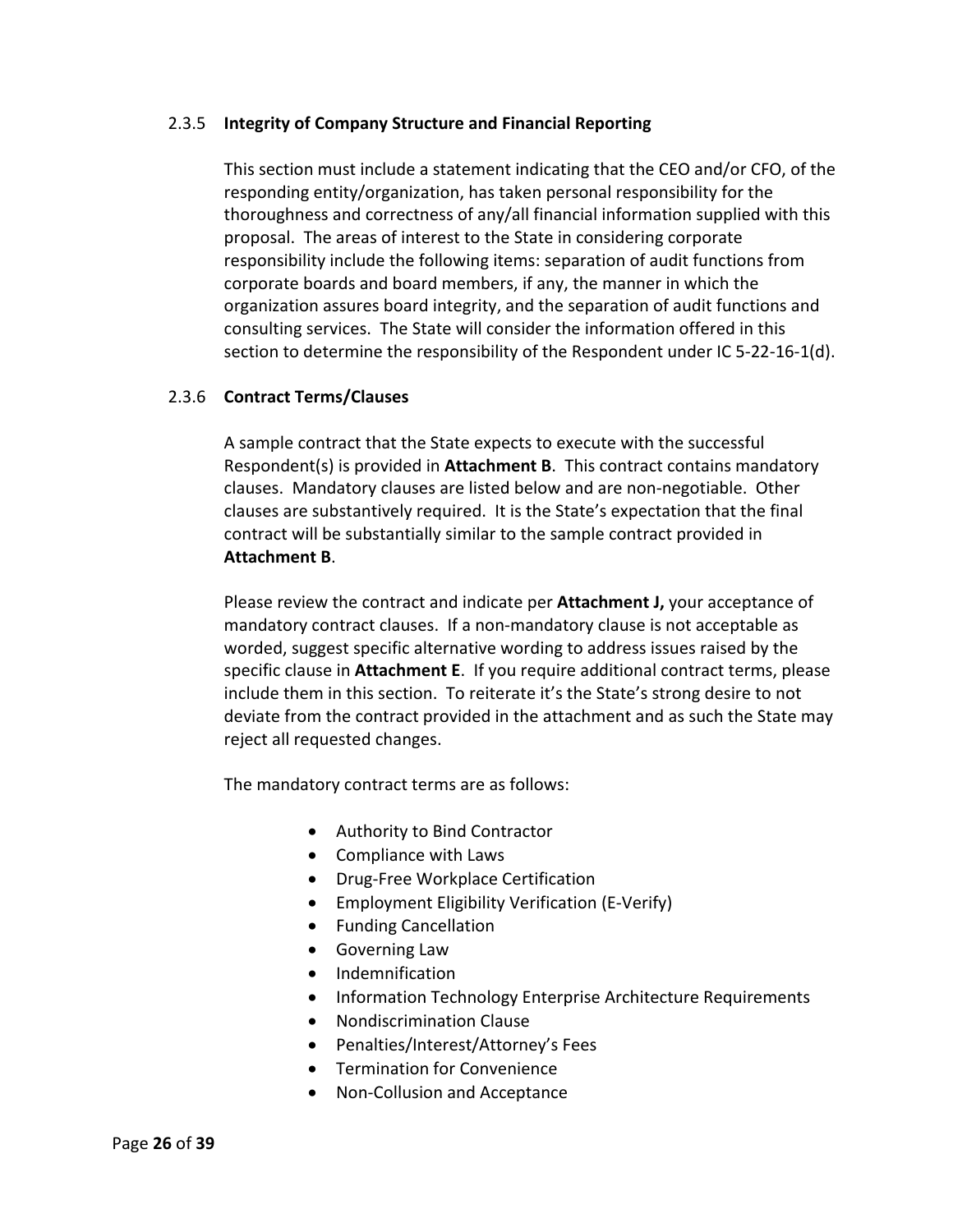### 2.3.5 **Integrity of Company Structure and Financial Reporting**

This section must include a statement indicating that the CEO and/or CFO, of the responding entity/organization, has taken personal responsibility for the thoroughness and correctness of any/all financial information supplied with this proposal. The areas of interest to the State in considering corporate responsibility include the following items: separation of audit functions from corporate boards and board members, if any, the manner in which the organization assures board integrity, and the separation of audit functions and consulting services. The State will consider the information offered in this section to determine the responsibility of the Respondent under IC 5-22-16-1(d).

### 2.3.6 **Contract Terms/Clauses**

A sample contract that the State expects to execute with the successful Respondent(s) is provided in **Attachment B**. This contract contains mandatory clauses. Mandatory clauses are listed below and are non-negotiable. Other clauses are substantively required. It is the State's expectation that the final contract will be substantially similar to the sample contract provided in **Attachment B**.

Please review the contract and indicate per **Attachment J,** your acceptance of mandatory contract clauses. If a non-mandatory clause is not acceptable as worded, suggest specific alternative wording to address issues raised by the specific clause in **Attachment E**. If you require additional contract terms, please include them in this section. To reiterate it's the State's strong desire to not deviate from the contract provided in the attachment and as such the State may reject all requested changes.

The mandatory contract terms are as follows:

- Authority to Bind Contractor
- Compliance with Laws
- Drug-Free Workplace Certification
- Employment Eligibility Verification (E-Verify)
- Funding Cancellation
- Governing Law
- Indemnification
- Information Technology Enterprise Architecture Requirements
- Nondiscrimination Clause
- Penalties/Interest/Attorney's Fees
- Termination for Convenience
- Non-Collusion and Acceptance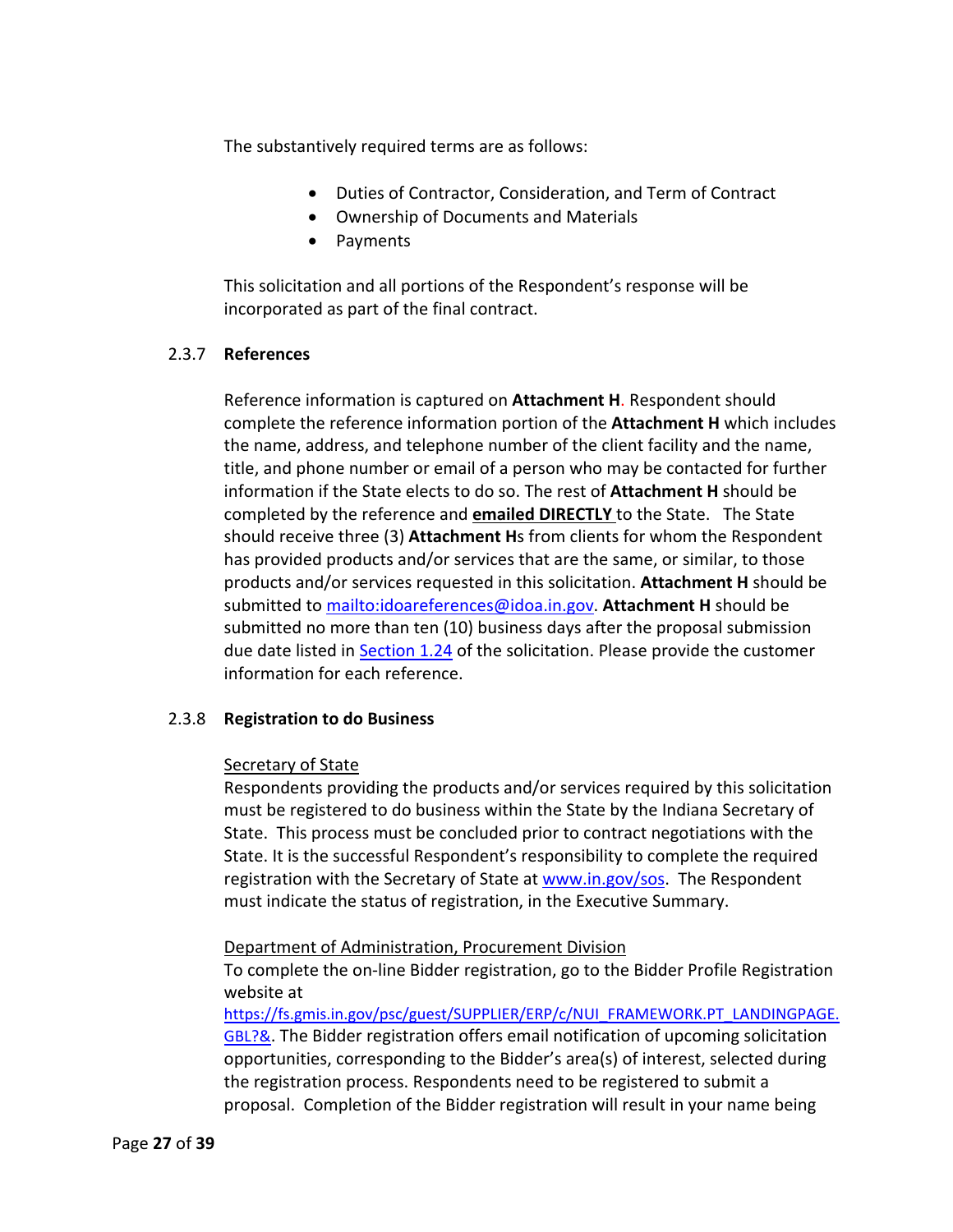The substantively required terms are as follows:

- Duties of Contractor, Consideration, and Term of Contract
- Ownership of Documents and Materials
- Payments

This solicitation and all portions of the Respondent's response will be incorporated as part of the final contract.

### 2.3.7 References

Reference information is captured on **Attachment H**. Respondent should complete the reference information portion of the **Attachment H** which includes the name, address, and telephone number of the client facility and the name, title, and phone number or email of a person who may be contacted for further information if the State elects to do so. The rest of **Attachment H** should be completed by the reference and **emailed DIRECTLY** to the State. The State should receive three (3) **Attachment H**s from clients for whom the Respondent has provided products and/or services that are the same, or similar, to those products and/or services requested in this solicitation. **Attachment H** should be submitted to mailto:idoareferences@idoa.in.gov. **Attachment H** should be submitted no more than ten (10) business days after the proposal submission due date listed in Section 1.24 of the solicitation. Please provide the customer information for each reference.

### 2.3.8 Registration to do Business

Secretary of State

Respondents providing the products and/or services required by this solicitation must be registered to do business within the State by the Indiana Secretary of State. This process must be concluded prior to contract negotiations with the State. It is the successful Respondent's responsibility to complete the required registration with the Secretary of State at www.in.gov/sos. The Respondent must indicate the status of registration, in the Executive Summary.

Department of Administration, Procurement Division

To complete the on-line Bidder registration, go to the Bidder Profile Registration website at https://fs.gmis.in.gov/psc/guest/SUPPLIER/ERP/c/NUI_FRAMEWORK.PT_LANDINGPAGE.GBL?&. The Bidder registration offers email notification of upcoming solicitation opportunities, corresponding to the Bidder's area(s) of interest, selected during the registration process. Respondents need to be registered to submit a proposal. Completion of the Bidder registration will result in your name being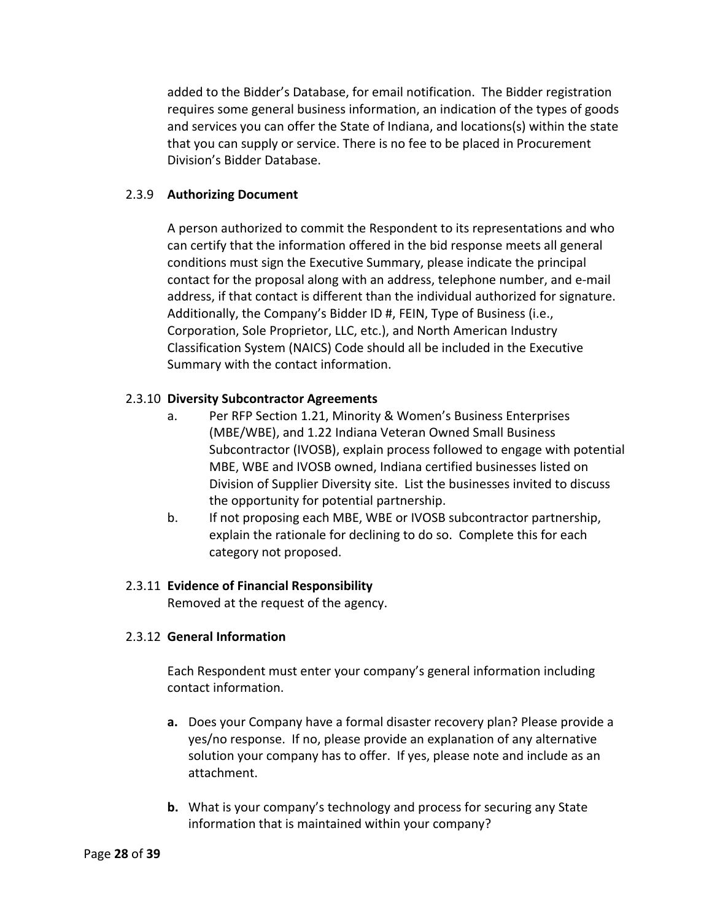added to the Bidder's Database, for email notification. The Bidder registration requires some general business information, an indication of the types of goods and services you can offer the State of Indiana, and locations(s) within the state that you can supply or service. There is no fee to be placed in Procurement Division's Bidder Database.

### 2.3.9 Authorizing Document

A person authorized to commit the Respondent to its representations and who can certify that the information offered in the bid response meets all general conditions must sign the Executive Summary, please indicate the principal contact for the proposal along with an address, telephone number, and e-mail address, if that contact is different than the individual authorized for signature. Additionally, the Company's Bidder ID #, FEIN, Type of Business (i.e., Corporation, Sole Proprietor, LLC, etc.), and North American Industry Classification System (NAICS) Code should all be included in the Executive Summary with the contact information.

### 2.3.10 Diversity Subcontractor Agreements

a. Per RFP Section 1.21, Minority & Women's Business Enterprises (MBE/WBE), and 1.22 Indiana Veteran Owned Small Business Subcontractor (IVOSB), explain process followed to engage with potential MBE, WBE and IVOSB owned, Indiana certified businesses listed on Division of Supplier Diversity site. List the businesses invited to discuss the opportunity for potential partnership.

b. If not proposing each MBE, WBE or IVOSB subcontractor partnership, explain the rationale for declining to do so. Complete this for each category not proposed.

### 2.3.11 Evidence of Financial Responsibility

Removed at the request of the agency.

### 2.3.12 General Information

Each Respondent must enter your company's general information including contact information.

**a.** Does your Company have a formal disaster recovery plan? Please provide a yes/no response. If no, please provide an explanation of any alternative solution your company has to offer. If yes, please note and include as an attachment.

**b.** What is your company's technology and process for securing any State information that is maintained within your company?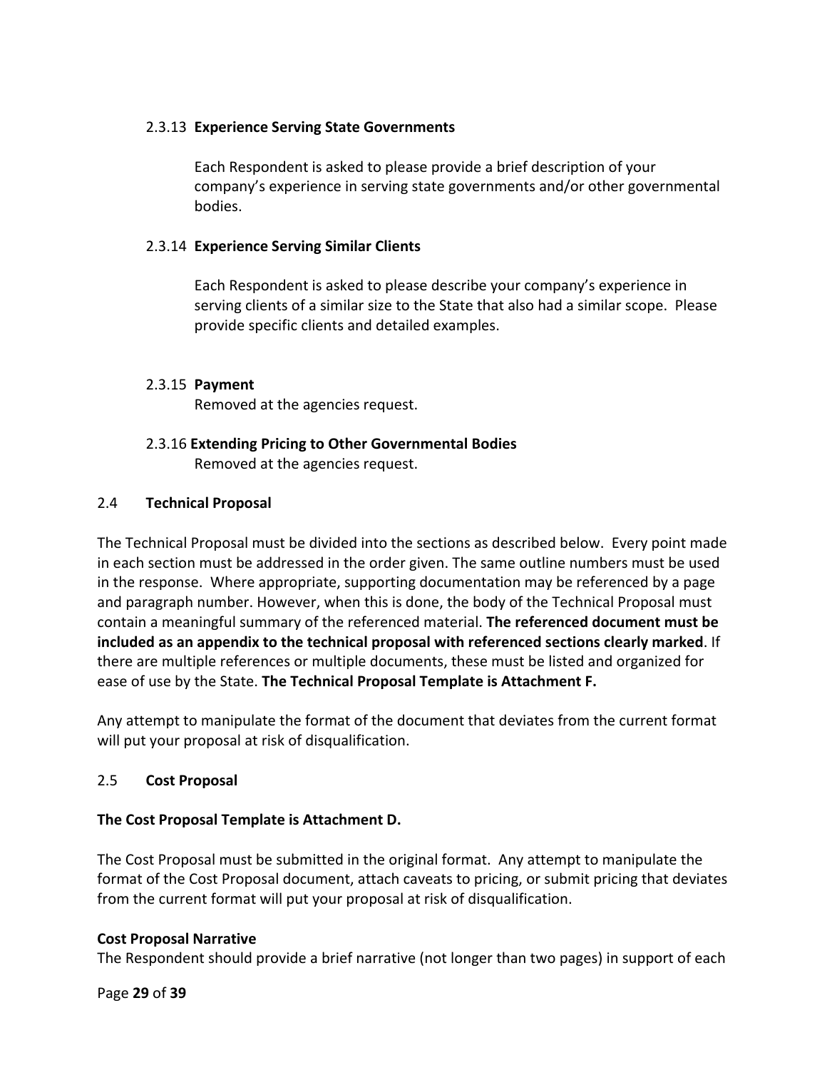### 2.3.13 **Experience Serving State Governments**

Each Respondent is asked to please provide a brief description of your company's experience in serving state governments and/or other governmental bodies.

### 2.3.14 **Experience Serving Similar Clients**

Each Respondent is asked to please describe your company's experience in serving clients of a similar size to the State that also had a similar scope. Please provide specific clients and detailed examples.

### 2.3.15 **Payment**

Removed at the agencies request.

### 2.3.16 **Extending Pricing to Other Governmental Bodies**

Removed at the agencies request.

## 2.4 **Technical Proposal**

The Technical Proposal must be divided into the sections as described below. Every point made in each section must be addressed in the order given. The same outline numbers must be used in the response. Where appropriate, supporting documentation may be referenced by a page and paragraph number. However, when this is done, the body of the Technical Proposal must contain a meaningful summary of the referenced material. **The referenced document must be included as an appendix to the technical proposal with referenced sections clearly marked**. If there are multiple references or multiple documents, these must be listed and organized for ease of use by the State. **The Technical Proposal Template is Attachment F.**

Any attempt to manipulate the format of the document that deviates from the current format will put your proposal at risk of disqualification.

## 2.5 **Cost Proposal**

**The Cost Proposal Template is Attachment D.**

The Cost Proposal must be submitted in the original format. Any attempt to manipulate the format of the Cost Proposal document, attach caveats to pricing, or submit pricing that deviates from the current format will put your proposal at risk of disqualification.

**Cost Proposal Narrative**

The Respondent should provide a brief narrative (not longer than two pages) in support of each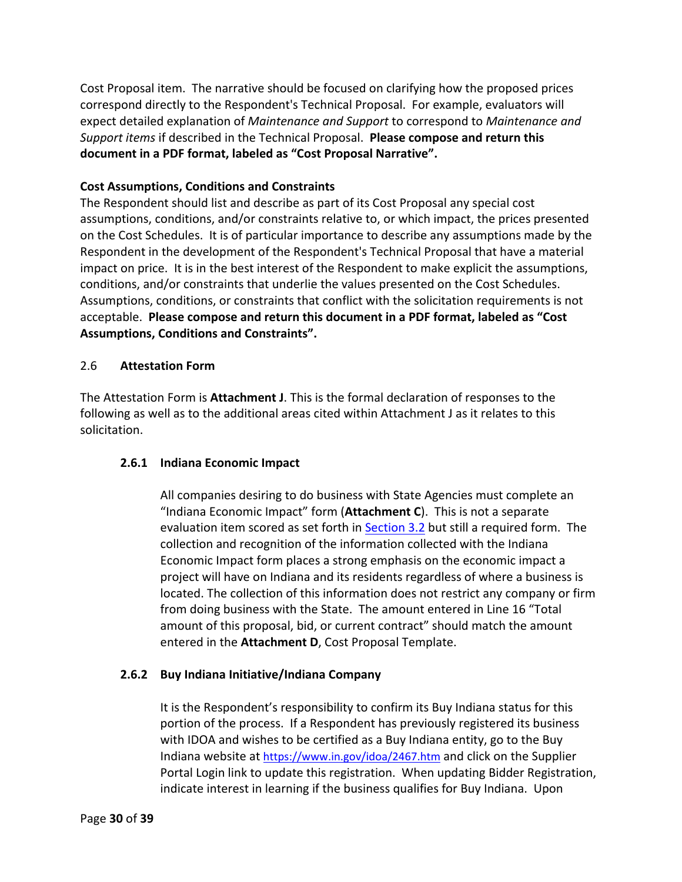Cost Proposal item. The narrative should be focused on clarifying how the proposed prices correspond directly to the Respondent's Technical Proposal. For example, evaluators will expect detailed explanation of *Maintenance and Support* to correspond to *Maintenance and Support items* if described in the Technical Proposal. **Please compose and return this document in a PDF format, labeled as "Cost Proposal Narrative".**

**Cost Assumptions, Conditions and Constraints**
The Respondent should list and describe as part of its Cost Proposal any special cost assumptions, conditions, and/or constraints relative to, or which impact, the prices presented on the Cost Schedules. It is of particular importance to describe any assumptions made by the Respondent in the development of the Respondent's Technical Proposal that have a material impact on price. It is in the best interest of the Respondent to make explicit the assumptions, conditions, and/or constraints that underlie the values presented on the Cost Schedules. Assumptions, conditions, or constraints that conflict with the solicitation requirements is not acceptable. **Please compose and return this document in a PDF format, labeled as "Cost Assumptions, Conditions and Constraints".**

## 2.6 Attestation Form

The Attestation Form is **Attachment J**. This is the formal declaration of responses to the following as well as to the additional areas cited within Attachment J as it relates to this solicitation.

### 2.6.1 Indiana Economic Impact

All companies desiring to do business with State Agencies must complete an "Indiana Economic Impact" form (**Attachment C**). This is not a separate evaluation item scored as set forth in Section 3.2 but still a required form. The collection and recognition of the information collected with the Indiana Economic Impact form places a strong emphasis on the economic impact a project will have on Indiana and its residents regardless of where a business is located. The collection of this information does not restrict any company or firm from doing business with the State. The amount entered in Line 16 "Total amount of this proposal, bid, or current contract" should match the amount entered in the **Attachment D**, Cost Proposal Template.

### 2.6.2 Buy Indiana Initiative/Indiana Company

It is the Respondent's responsibility to confirm its Buy Indiana status for this portion of the process. If a Respondent has previously registered its business with IDOA and wishes to be certified as a Buy Indiana entity, go to the Buy Indiana website at https://www.in.gov/idoa/2467.htm and click on the Supplier Portal Login link to update this registration. When updating Bidder Registration, indicate interest in learning if the business qualifies for Buy Indiana. Upon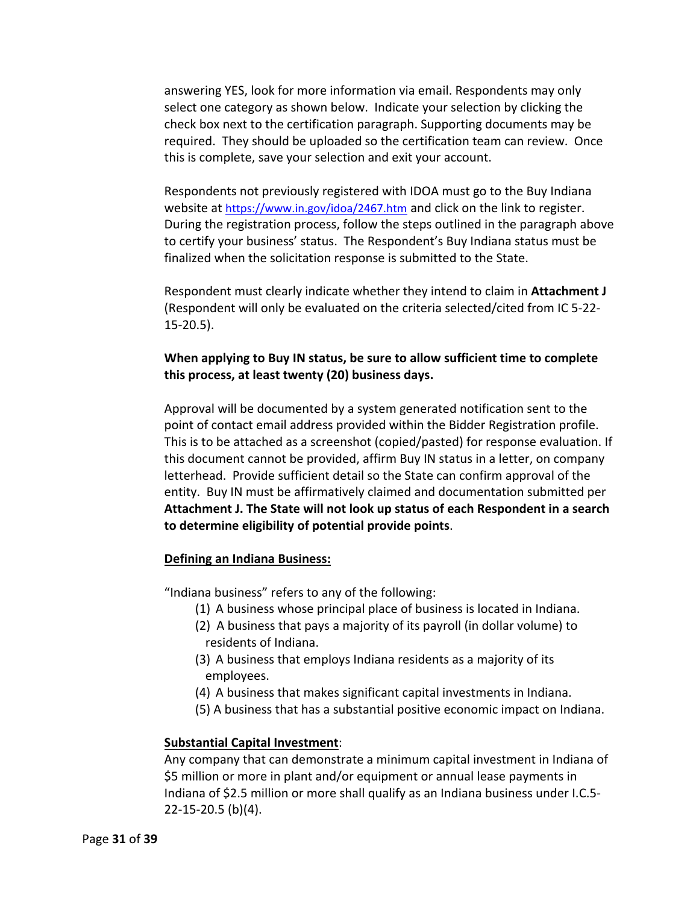answering YES, look for more information via email. Respondents may only select one category as shown below. Indicate your selection by clicking the check box next to the certification paragraph. Supporting documents may be required. They should be uploaded so the certification team can review. Once this is complete, save your selection and exit your account.

Respondents not previously registered with IDOA must go to the Buy Indiana website at https://www.in.gov/idoa/2467.htm and click on the link to register. During the registration process, follow the steps outlined in the paragraph above to certify your business' status. The Respondent's Buy Indiana status must be finalized when the solicitation response is submitted to the State.

Respondent must clearly indicate whether they intend to claim in **Attachment J** (Respondent will only be evaluated on the criteria selected/cited from IC 5-22-15-20.5).

**When applying to Buy IN status, be sure to allow sufficient time to complete this process, at least twenty (20) business days.**

Approval will be documented by a system generated notification sent to the point of contact email address provided within the Bidder Registration profile. This is to be attached as a screenshot (copied/pasted) for response evaluation. If this document cannot be provided, affirm Buy IN status in a letter, on company letterhead. Provide sufficient detail so the State can confirm approval of the entity. Buy IN must be affirmatively claimed and documentation submitted per **Attachment J. The State will not look up status of each Respondent in a search to determine eligibility of potential provide points**.

**<u>Defining an Indiana Business:</u>**

"Indiana business" refers to any of the following:

(1) A business whose principal place of business is located in Indiana.
(2) A business that pays a majority of its payroll (in dollar volume) to residents of Indiana.
(3) A business that employs Indiana residents as a majority of its employees.
(4) A business that makes significant capital investments in Indiana.
(5) A business that has a substantial positive economic impact on Indiana.

**<u>Substantial Capital Investment</u>**:
Any company that can demonstrate a minimum capital investment in Indiana of $5 million or more in plant and/or equipment or annual lease payments in Indiana of $2.5 million or more shall qualify as an Indiana business under I.C.5-22-15-20.5 (b)(4).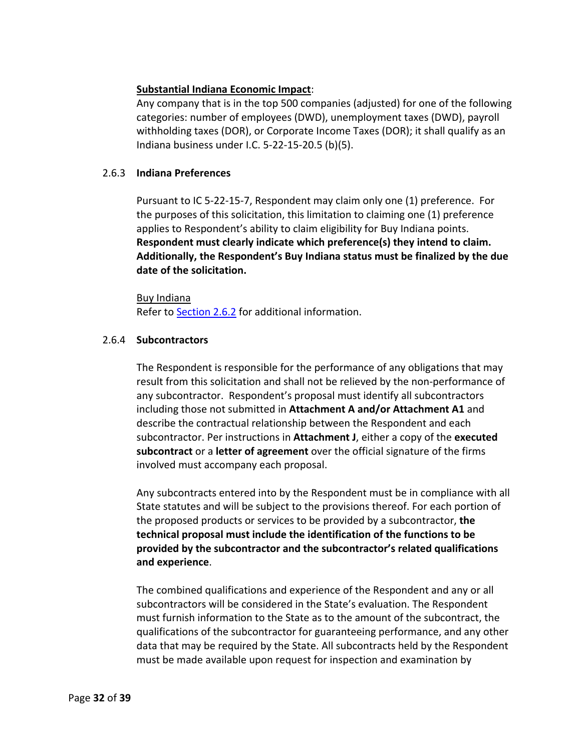**Substantial Indiana Economic Impact**:

Any company that is in the top 500 companies (adjusted) for one of the following categories: number of employees (DWD), unemployment taxes (DWD), payroll withholding taxes (DOR), or Corporate Income Taxes (DOR); it shall qualify as an Indiana business under I.C. 5-22-15-20.5 (b)(5).

### 2.6.3 Indiana Preferences

Pursuant to IC 5-22-15-7, Respondent may claim only one (1) preference. For the purposes of this solicitation, this limitation to claiming one (1) preference applies to Respondent's ability to claim eligibility for Buy Indiana points. **Respondent must clearly indicate which preference(s) they intend to claim. Additionally, the Respondent's Buy Indiana status must be finalized by the due date of the solicitation.**

Buy Indiana

Refer to Section 2.6.2 for additional information.

### 2.6.4 Subcontractors

The Respondent is responsible for the performance of any obligations that may result from this solicitation and shall not be relieved by the non-performance of any subcontractor. Respondent's proposal must identify all subcontractors including those not submitted in **Attachment A and/or Attachment A1** and describe the contractual relationship between the Respondent and each subcontractor. Per instructions in **Attachment J**, either a copy of the **executed subcontract** or a **letter of agreement** over the official signature of the firms involved must accompany each proposal.

Any subcontracts entered into by the Respondent must be in compliance with all State statutes and will be subject to the provisions thereof. For each portion of the proposed products or services to be provided by a subcontractor, **the technical proposal must include the identification of the functions to be provided by the subcontractor and the subcontractor's related qualifications and experience**.

The combined qualifications and experience of the Respondent and any or all subcontractors will be considered in the State's evaluation. The Respondent must furnish information to the State as to the amount of the subcontract, the qualifications of the subcontractor for guaranteeing performance, and any other data that may be required by the State. All subcontracts held by the Respondent must be made available upon request for inspection and examination by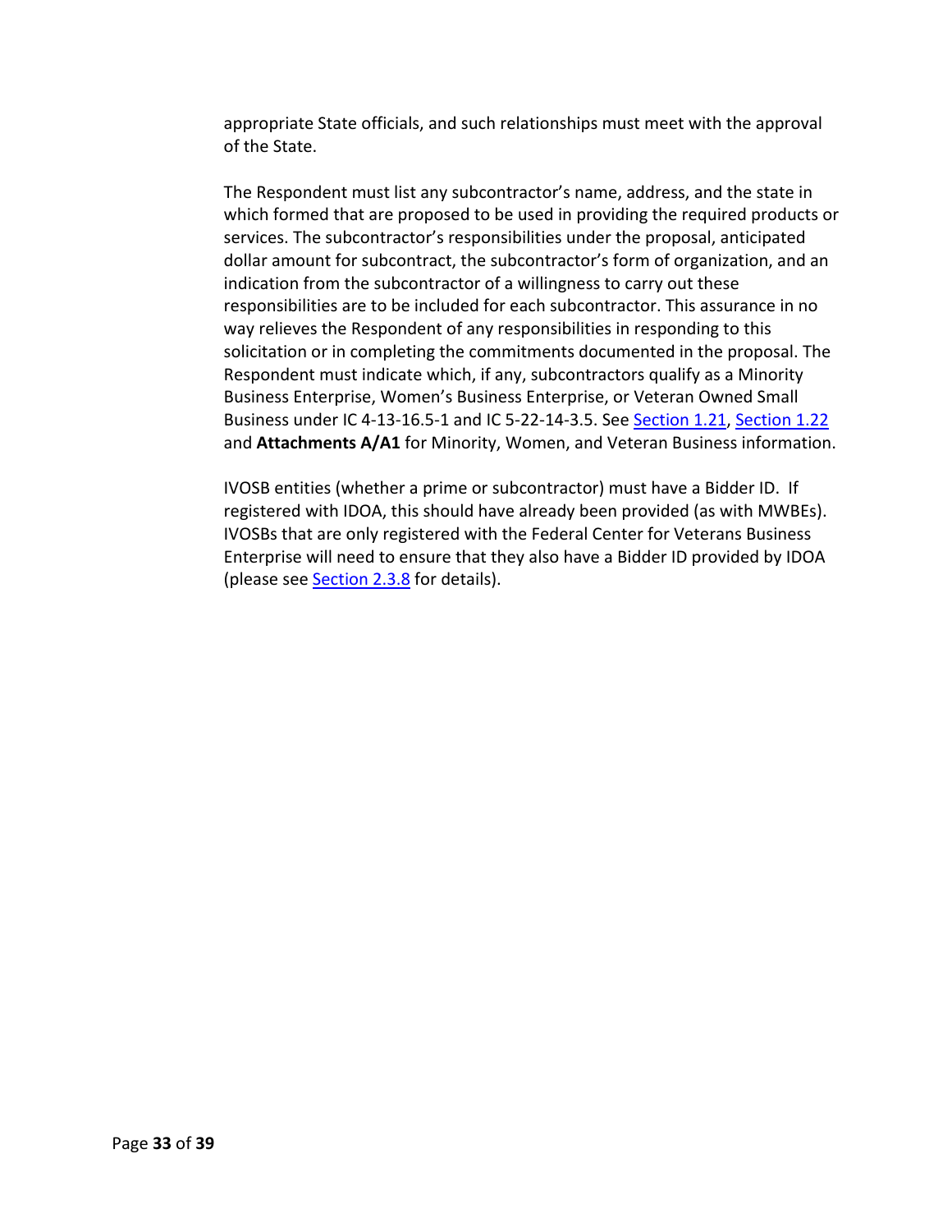appropriate State officials, and such relationships must meet with the approval of the State.

The Respondent must list any subcontractor's name, address, and the state in which formed that are proposed to be used in providing the required products or services. The subcontractor's responsibilities under the proposal, anticipated dollar amount for subcontract, the subcontractor's form of organization, and an indication from the subcontractor of a willingness to carry out these responsibilities are to be included for each subcontractor. This assurance in no way relieves the Respondent of any responsibilities in responding to this solicitation or in completing the commitments documented in the proposal. The Respondent must indicate which, if any, subcontractors qualify as a Minority Business Enterprise, Women's Business Enterprise, or Veteran Owned Small Business under IC 4-13-16.5-1 and IC 5-22-14-3.5. See Section 1.21, Section 1.22 and **Attachments A/A1** for Minority, Women, and Veteran Business information.

IVOSB entities (whether a prime or subcontractor) must have a Bidder ID. If registered with IDOA, this should have already been provided (as with MWBEs). IVOSBs that are only registered with the Federal Center for Veterans Business Enterprise will need to ensure that they also have a Bidder ID provided by IDOA (please see Section 2.3.8 for details).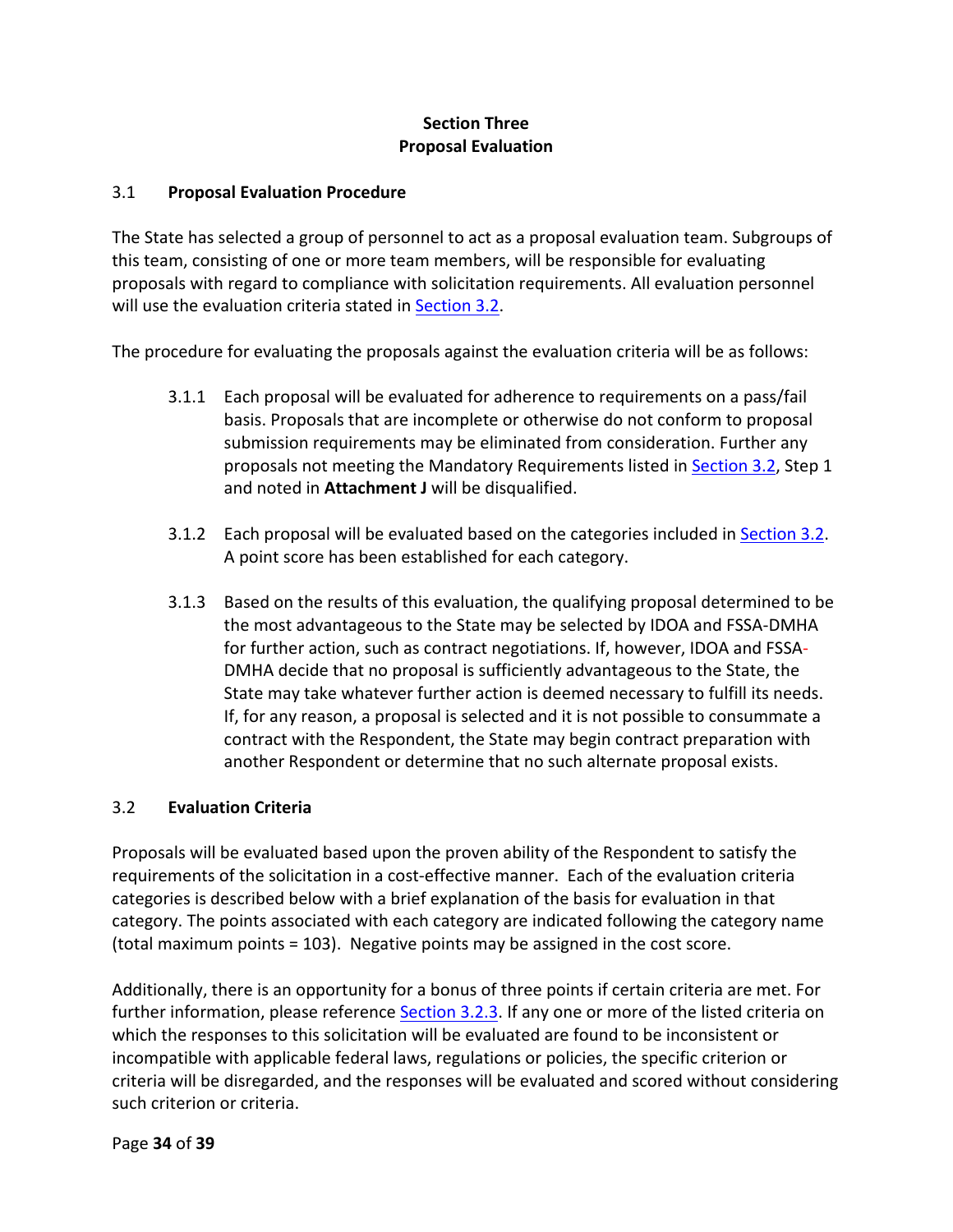# Section Three
# Proposal Evaluation

## 3.1 Proposal Evaluation Procedure

The State has selected a group of personnel to act as a proposal evaluation team. Subgroups of this team, consisting of one or more team members, will be responsible for evaluating proposals with regard to compliance with solicitation requirements. All evaluation personnel will use the evaluation criteria stated in Section 3.2.

The procedure for evaluating the proposals against the evaluation criteria will be as follows:

3.1.1 Each proposal will be evaluated for adherence to requirements on a pass/fail basis. Proposals that are incomplete or otherwise do not conform to proposal submission requirements may be eliminated from consideration. Further any proposals not meeting the Mandatory Requirements listed in Section 3.2, Step 1 and noted in **Attachment J** will be disqualified.

3.1.2 Each proposal will be evaluated based on the categories included in Section 3.2. A point score has been established for each category.

3.1.3 Based on the results of this evaluation, the qualifying proposal determined to be the most advantageous to the State may be selected by IDOA and FSSA-DMHA for further action, such as contract negotiations. If, however, IDOA and FSSA-DMHA decide that no proposal is sufficiently advantageous to the State, the State may take whatever further action is deemed necessary to fulfill its needs. If, for any reason, a proposal is selected and it is not possible to consummate a contract with the Respondent, the State may begin contract preparation with another Respondent or determine that no such alternate proposal exists.

## 3.2 Evaluation Criteria

Proposals will be evaluated based upon the proven ability of the Respondent to satisfy the requirements of the solicitation in a cost-effective manner. Each of the evaluation criteria categories is described below with a brief explanation of the basis for evaluation in that category. The points associated with each category are indicated following the category name (total maximum points = 103). Negative points may be assigned in the cost score.

Additionally, there is an opportunity for a bonus of three points if certain criteria are met. For further information, please reference Section 3.2.3. If any one or more of the listed criteria on which the responses to this solicitation will be evaluated are found to be inconsistent or incompatible with applicable federal laws, regulations or policies, the specific criterion or criteria will be disregarded, and the responses will be evaluated and scored without considering such criterion or criteria.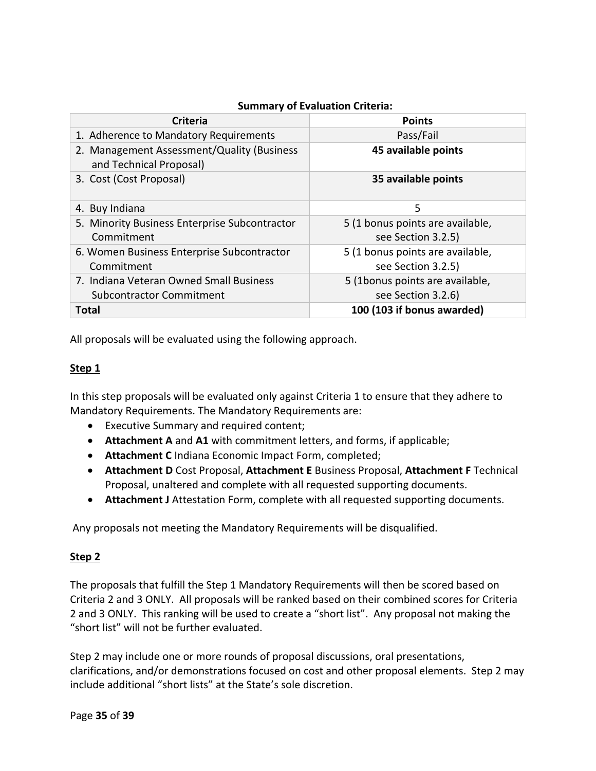**Summary of Evaluation Criteria:**

| Criteria | Points |
|---|---|
| 1. Adherence to Mandatory Requirements | Pass/Fail |
| 2. Management Assessment/Quality (Business and Technical Proposal) | **45 available points** |
| 3. Cost (Cost Proposal) | **35 available points** |
| 4. Buy Indiana | 5 |
| 5. Minority Business Enterprise Subcontractor Commitment | 5 (1 bonus points are available, see Section 3.2.5) |
| 6. Women Business Enterprise Subcontractor Commitment | 5 (1 bonus points are available, see Section 3.2.5) |
| 7. Indiana Veteran Owned Small Business Subcontractor Commitment | 5 (1bonus points are available, see Section 3.2.6) |
| **Total** | **100 (103 if bonus awarded)** |

All proposals will be evaluated using the following approach.

**Step 1**

In this step proposals will be evaluated only against Criteria 1 to ensure that they adhere to Mandatory Requirements. The Mandatory Requirements are:

- Executive Summary and required content;
- **Attachment A** and **A1** with commitment letters, and forms, if applicable;
- **Attachment C** Indiana Economic Impact Form, completed;
- **Attachment D** Cost Proposal, **Attachment E** Business Proposal, **Attachment F** Technical Proposal, unaltered and complete with all requested supporting documents.
- **Attachment J** Attestation Form, complete with all requested supporting documents.

Any proposals not meeting the Mandatory Requirements will be disqualified.

**Step 2**

The proposals that fulfill the Step 1 Mandatory Requirements will then be scored based on Criteria 2 and 3 ONLY. All proposals will be ranked based on their combined scores for Criteria 2 and 3 ONLY. This ranking will be used to create a "short list". Any proposal not making the "short list" will not be further evaluated.

Step 2 may include one or more rounds of proposal discussions, oral presentations, clarifications, and/or demonstrations focused on cost and other proposal elements. Step 2 may include additional "short lists" at the State's sole discretion.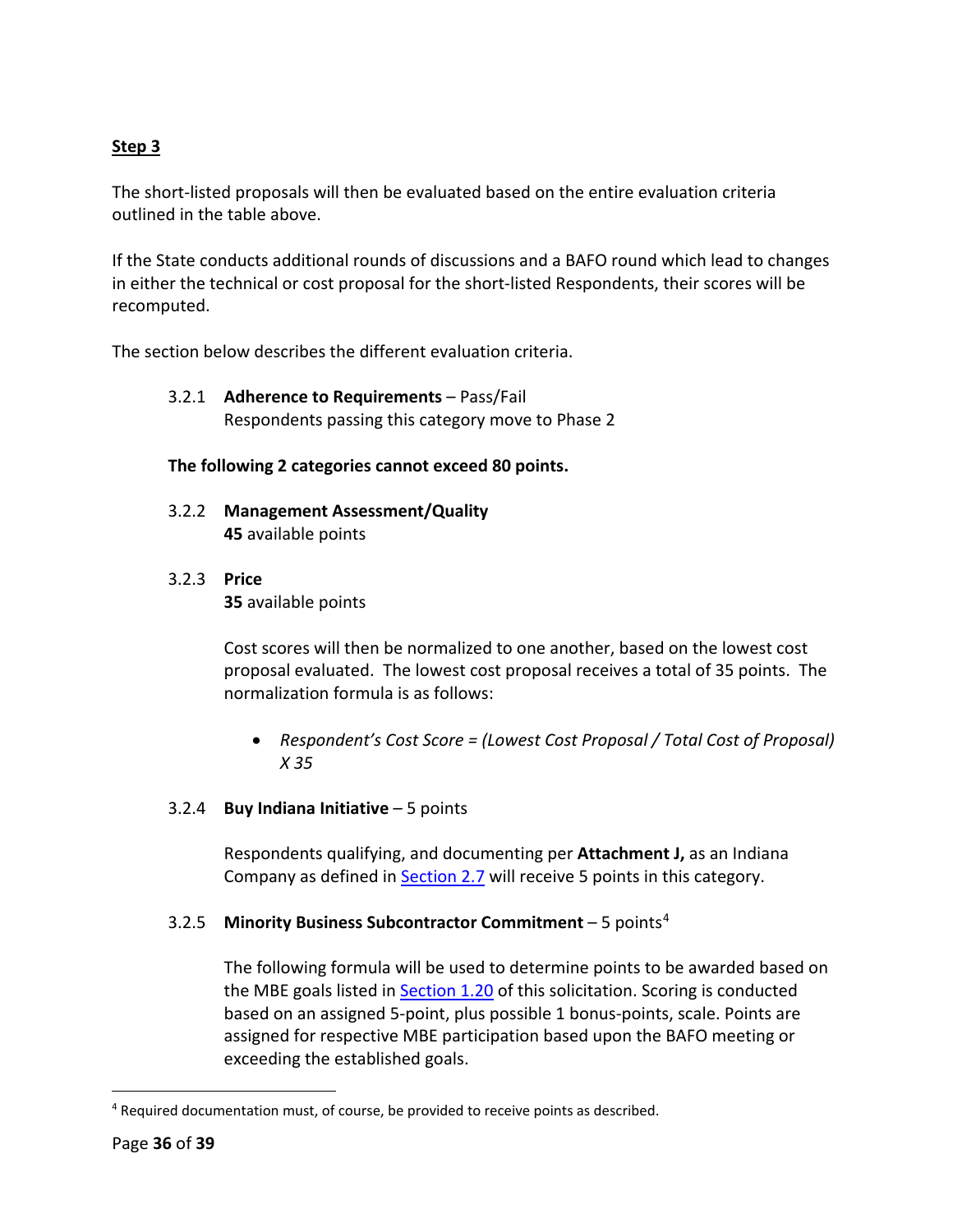**Step 3**

The short-listed proposals will then be evaluated based on the entire evaluation criteria outlined in the table above.

If the State conducts additional rounds of discussions and a BAFO round which lead to changes in either the technical or cost proposal for the short-listed Respondents, their scores will be recomputed.

The section below describes the different evaluation criteria.

3.2.1 **Adherence to Requirements** – Pass/Fail
Respondents passing this category move to Phase 2

**The following 2 categories cannot exceed 80 points.**

3.2.2 **Management Assessment/Quality**
**45** available points

3.2.3 **Price**
**35** available points

Cost scores will then be normalized to one another, based on the lowest cost proposal evaluated. The lowest cost proposal receives a total of 35 points. The normalization formula is as follows:

- *Respondent's Cost Score = (Lowest Cost Proposal / Total Cost of Proposal) X 35*

3.2.4 **Buy Indiana Initiative** – 5 points

Respondents qualifying, and documenting per **Attachment J,** as an Indiana Company as defined in Section 2.7 will receive 5 points in this category.

3.2.5 **Minority Business Subcontractor Commitment** – 5 points[4]

The following formula will be used to determine points to be awarded based on the MBE goals listed in Section 1.20 of this solicitation. Scoring is conducted based on an assigned 5-point, plus possible 1 bonus-points, scale. Points are assigned for respective MBE participation based upon the BAFO meeting or exceeding the established goals.

[4] Required documentation must, of course, be provided to receive points as described.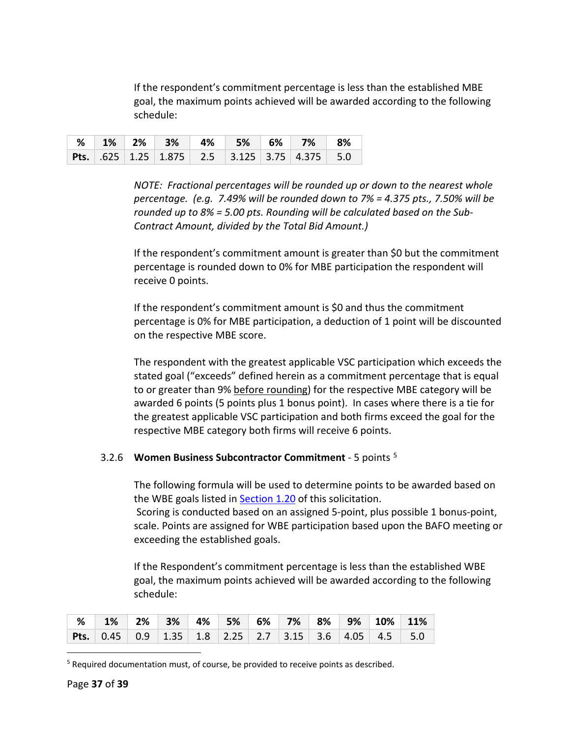If the respondent's commitment percentage is less than the established MBE goal, the maximum points achieved will be awarded according to the following schedule:

| % | 1% | 2% | 3% | 4% | 5% | 6% | 7% | 8% |
|---|---|---|---|---|---|---|---|---|
| **Pts.** | .625 | 1.25 | 1.875 | 2.5 | 3.125 | 3.75 | 4.375 | 5.0 |

*NOTE: Fractional percentages will be rounded up or down to the nearest whole percentage. (e.g. 7.49% will be rounded down to 7% = 4.375 pts., 7.50% will be rounded up to 8% = 5.00 pts. Rounding will be calculated based on the Sub-Contract Amount, divided by the Total Bid Amount.)*

If the respondent's commitment amount is greater than $0 but the commitment percentage is rounded down to 0% for MBE participation the respondent will receive 0 points.

If the respondent's commitment amount is $0 and thus the commitment percentage is 0% for MBE participation, a deduction of 1 point will be discounted on the respective MBE score.

The respondent with the greatest applicable VSC participation which exceeds the stated goal ("exceeds" defined herein as a commitment percentage that is equal to or greater than 9% before rounding) for the respective MBE category will be awarded 6 points (5 points plus 1 bonus point). In cases where there is a tie for the greatest applicable VSC participation and both firms exceed the goal for the respective MBE category both firms will receive 6 points.

3.2.6 **Women Business Subcontractor Commitment** - 5 points [5]

The following formula will be used to determine points to be awarded based on the WBE goals listed in Section 1.20 of this solicitation.
Scoring is conducted based on an assigned 5-point, plus possible 1 bonus-point, scale. Points are assigned for WBE participation based upon the BAFO meeting or exceeding the established goals.

If the Respondent's commitment percentage is less than the established WBE goal, the maximum points achieved will be awarded according to the following schedule:

| % | 1% | 2% | 3% | 4% | 5% | 6% | 7% | 8% | 9% | 10% | 11% |
|---|---|---|---|---|---|---|---|---|---|---|---|
| **Pts.** | 0.45 | 0.9 | 1.35 | 1.8 | 2.25 | 2.7 | 3.15 | 3.6 | 4.05 | 4.5 | 5.0 |

[5] Required documentation must, of course, be provided to receive points as described.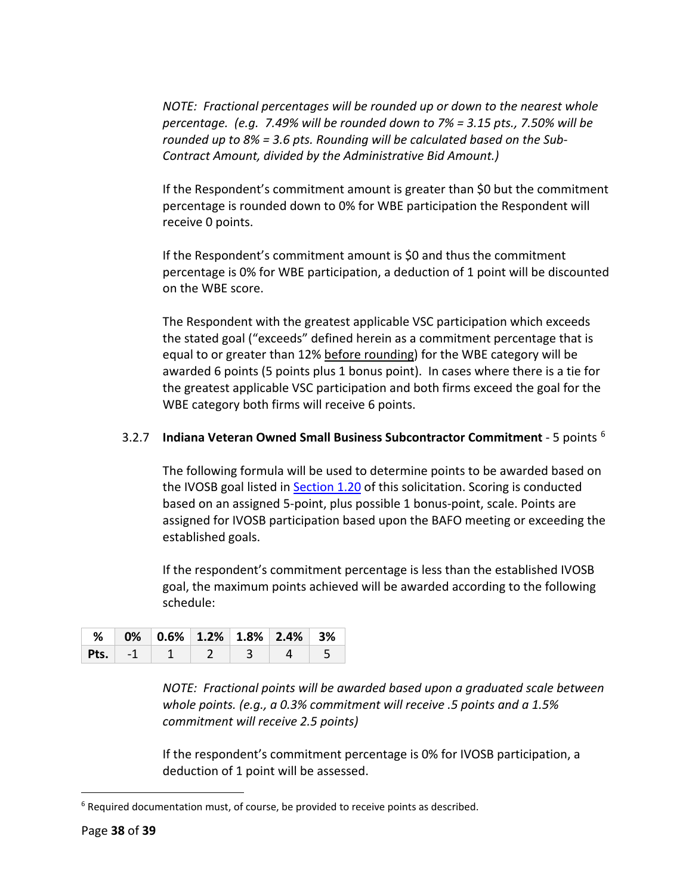*NOTE: Fractional percentages will be rounded up or down to the nearest whole percentage. (e.g. 7.49% will be rounded down to 7% = 3.15 pts., 7.50% will be rounded up to 8% = 3.6 pts. Rounding will be calculated based on the Sub-Contract Amount, divided by the Administrative Bid Amount.)*

If the Respondent's commitment amount is greater than $0 but the commitment percentage is rounded down to 0% for WBE participation the Respondent will receive 0 points.

If the Respondent's commitment amount is $0 and thus the commitment percentage is 0% for WBE participation, a deduction of 1 point will be discounted on the WBE score.

The Respondent with the greatest applicable VSC participation which exceeds the stated goal ("exceeds" defined herein as a commitment percentage that is equal to or greater than 12% before rounding) for the WBE category will be awarded 6 points (5 points plus 1 bonus point). In cases where there is a tie for the greatest applicable VSC participation and both firms exceed the goal for the WBE category both firms will receive 6 points.

### 3.2.7 **Indiana Veteran Owned Small Business Subcontractor Commitment** - 5 points [6]

The following formula will be used to determine points to be awarded based on the IVOSB goal listed in Section 1.20 of this solicitation. Scoring is conducted based on an assigned 5-point, plus possible 1 bonus-point, scale. Points are assigned for IVOSB participation based upon the BAFO meeting or exceeding the established goals.

If the respondent's commitment percentage is less than the established IVOSB goal, the maximum points achieved will be awarded according to the following schedule:

| % | 0% | 0.6% | 1.2% | 1.8% | 2.4% | 3% |
|---|---|---|---|---|---|---|
| Pts. | -1 | 1 | 2 | 3 | 4 | 5 |

*NOTE: Fractional points will be awarded based upon a graduated scale between whole points. (e.g., a 0.3% commitment will receive .5 points and a 1.5% commitment will receive 2.5 points)*

If the respondent's commitment percentage is 0% for IVOSB participation, a deduction of 1 point will be assessed.

[6] Required documentation must, of course, be provided to receive points as described.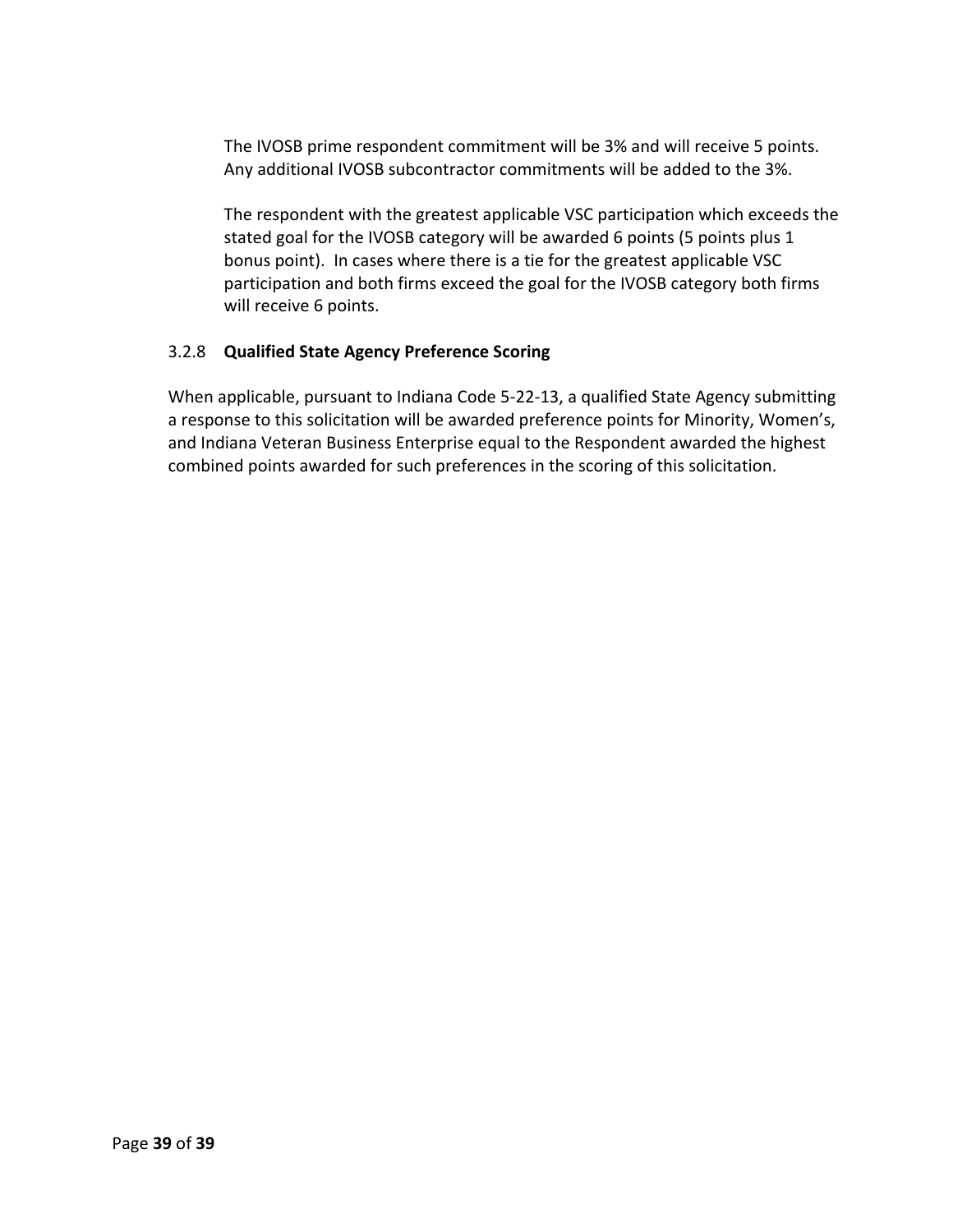The IVOSB prime respondent commitment will be 3% and will receive 5 points. Any additional IVOSB subcontractor commitments will be added to the 3%.

The respondent with the greatest applicable VSC participation which exceeds the stated goal for the IVOSB category will be awarded 6 points (5 points plus 1 bonus point). In cases where there is a tie for the greatest applicable VSC participation and both firms exceed the goal for the IVOSB category both firms will receive 6 points.

### 3.2.8 **Qualified State Agency Preference Scoring**

When applicable, pursuant to Indiana Code 5-22-13, a qualified State Agency submitting a response to this solicitation will be awarded preference points for Minority, Women's, and Indiana Veteran Business Enterprise equal to the Respondent awarded the highest combined points awarded for such preferences in the scoring of this solicitation.